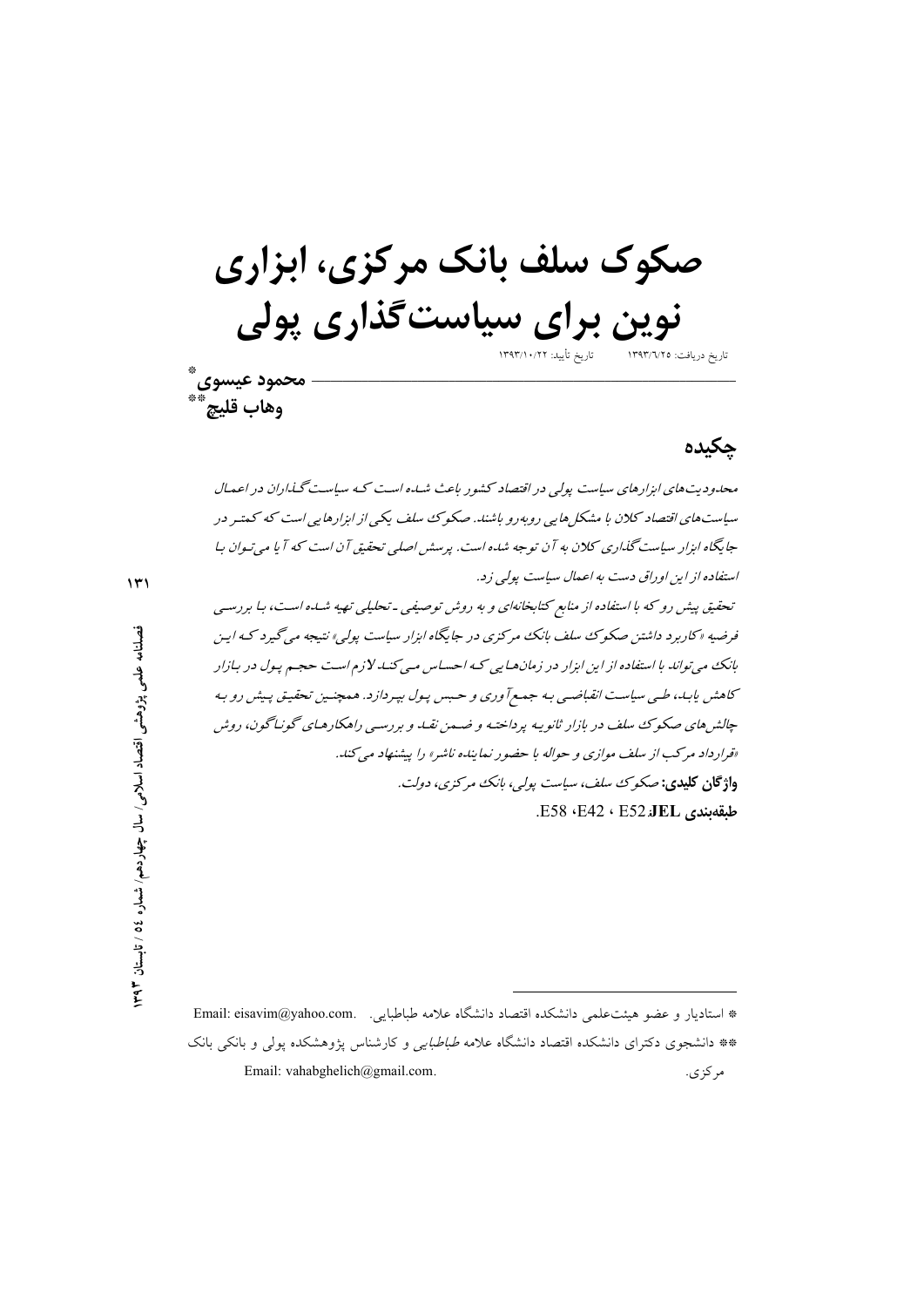# صکوک سلف بانک مرکزی، ابزاری نوین برای سیاست‌گذاری پولی

تاریخ دریافت: ۱۳۹۳/۶/۲۵ تاریخ تأیید: ۱۳۹۳/۱۰/۲۲

محمود عیسوی *

وهاب قلیچ **

## چکیده

*محدودیت‌های ابزارهای سیاست پولی در اقتصاد کشور باعث شده است که سیاست‌گذاران در اعمال سیاست‌های اقتصاد کلان با مشکل‌هایی روبه‌رو باشند. صکوک سلف یکی از ابزارهایی است که کمتر در جایگاه ابزار سیاست‌گذاری کلان به آن توجه شده است. پرسش اصلی تحقیق آن است که آیا می‌توان با استفاده از این اوراق دست به اعمال سیاست پولی زد.*

*تحقیق پیش رو که با استفاده از منابع کتابخانه‌ای و به روش توصیفی ـ تحلیلی تهیه شده است، با بررسی فرضیه «کاربرد داشتن صکوک سلف بانک مرکزی در جایگاه ابزار سیاست پولی» نتیجه می‌گیرد که این بانک می‌تواند با استفاده از این ابزار در زمان‌هایی که احساس می‌کند لازم است حجم پول در بازار کاهش یابد، طی سیاست انقباضی به جمع‌آوری و حبس پول بپردازد. همچنین تحقیق پیش رو به چالش‌های صکوک سلف در بازار ثانویه پرداخته و ضمن نقد و بررسی راهکارهای گوناگون، روش «قرارداد مرکب از سلف موازی و حواله با حضور نماینده ناشر» را پیشنهاد می‌کند.*

**واژگان کلیدی:** *صکوک سلف، سیاست پولی، بانک مرکزی، دولت.*

**طبقه‌بندی JEL:** E52 ، E42 ، E58.

---

* استادیار و عضو هیئت‌علمی دانشکده اقتصاد دانشگاه علامه طباطبایی. Email: eisavim@yahoo.com.

** دانشجوی دکترای دانشکده اقتصاد دانشگاه علامه *طباطبایی* و کارشناس پژوهشکده پولی و بانکی بانک مرکزی. Email: vahabghelich@gmail.com.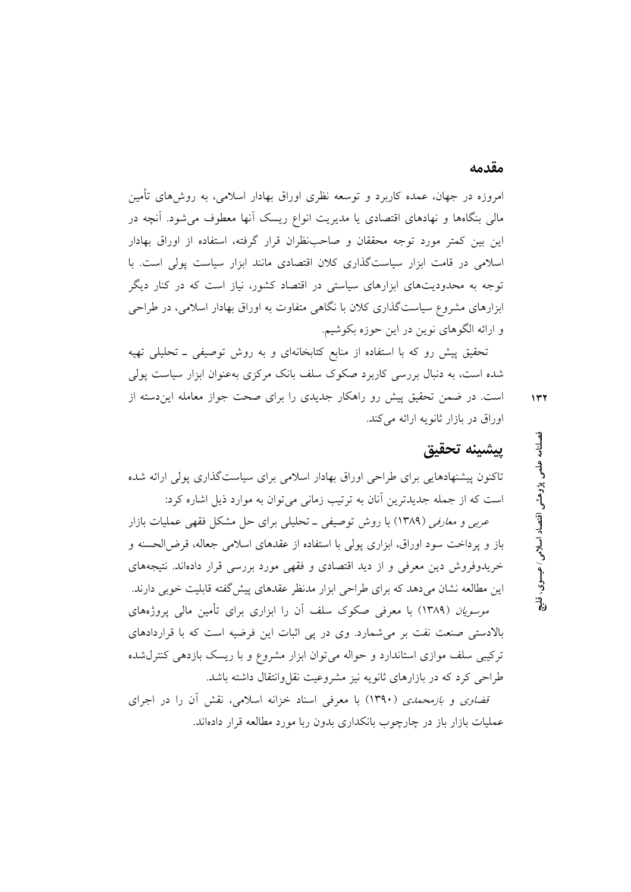## مقدمه

امروزه در جهان، عمده کاربرد و توسعه نظری اوراق بهادار اسلامی، به روش‌های تأمین مالی بنگاه‌ها و نهادهای اقتصادی یا مدیریت انواع ریسک آنها معطوف می‌شود. آنچه در این بین کمتر مورد توجه محققان و صاحب‌نظران قرار گرفته، استفاده از اوراق بهادار اسلامی در قامت ابزار سیاست‌گذاری کلان اقتصادی مانند ابزار سیاست پولی است. با توجه به محدودیت‌های ابزارهای سیاستی در اقتصاد کشور، نیاز است که در کنار دیگر ابزارهای مشروع سیاست‌گذاری کلان با نگاهی متفاوت به اوراق بهادار اسلامی، در طراحی و ارائه الگوهای نوین در این حوزه بکوشیم.

تحقیق پیش رو که با استفاده از منابع کتابخانه‌ای و به روش توصیفی ـ تحلیلی تهیه شده است، به دنبال بررسی کاربرد صکوک سلف بانک مرکزی به‌عنوان ابزار سیاست پولی است. در ضمن تحقیق پیش رو راهکار جدیدی را برای صحت جواز معامله این‌دسته از اوراق در بازار ثانویه ارائه می‌کند.

## پیشینه تحقیق

تاکنون پیشنهادهایی برای طراحی اوراق بهادار اسلامی برای سیاست‌گذاری پولی ارائه شده است که از جمله جدیدترین آنان به ترتیب زمانی می‌توان به موارد ذیل اشاره کرد:

*عربی و معارفی* (۱۳۸۹) با روش توصیفی ـ تحلیلی برای حل مشکل فقهی عملیات بازار باز و پرداخت سود اوراق، ابزاری پولی با استفاده از عقدهای اسلامی جعاله، قرض‌الحسنه و خریدوفروش دین معرفی و از دید اقتصادی و فقهی مورد بررسی قرار داده‌اند. نتیجه‌های این مطالعه نشان می‌دهد که برای طراحی ابزار مدنظر عقدهای پیش‌گفته قابلیت خوبی دارند.

*موسویان* (۱۳۸۹) با معرفی صکوک سلف آن را ابزاری برای تأمین مالی پروژه‌های بالادستی صنعت نفت بر می‌شمارد. وی در پی اثبات این فرضیه است که با قراردادهای ترکیبی سلف موازی استاندارد و حواله می‌توان ابزار مشروع و با ریسک بازدهی کنترل‌شده طراحی کرد که در بازارهای ثانویه نیز مشروعیت نقل‌وانتقال داشته باشد.

*قضاوی و بازمحمدی* (۱۳۹۰) با معرفی اسناد خزانه اسلامی، نقش آن را در اجرای عملیات بازار باز در چارچوب بانکداری بدون ربا مورد مطالعه قرار داده‌اند.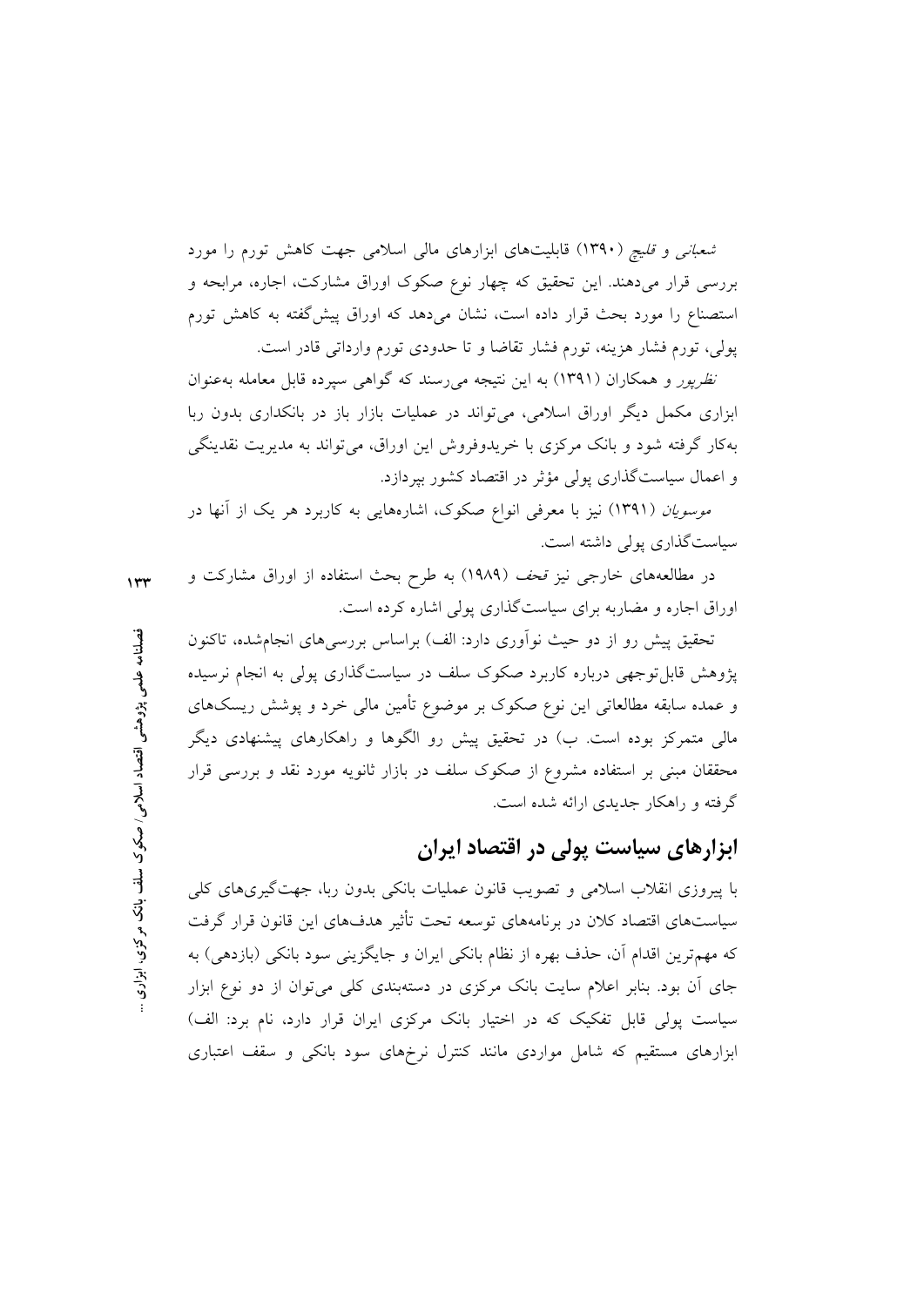*شعبانی* و *قلیچ* (۱۳۹۰) قابلیت‌های ابزارهای مالی اسلامی جهت کاهش تورم را مورد بررسی قرار می‌دهند. این تحقیق که چهار نوع صکوک اوراق مشارکت، اجاره، مرابحه و استصناع را مورد بحث قرار داده است، نشان می‌دهد که اوراق پیش‌گفته به کاهش تورم پولی، تورم فشار هزینه، تورم فشار تقاضا و تا حدودی تورم وارداتی قادر است.

*نظرپور* و همکاران (۱۳۹۱) به این نتیجه می‌رسند که گواهی سپرده قابل معامله به‌عنوان ابزاری مکمل دیگر اوراق اسلامی، می‌تواند در عملیات بازار باز در بانکداری بدون ربا به‌کار گرفته شود و بانک مرکزی با خریدوفروش این اوراق، می‌تواند به مدیریت نقدینگی و اعمال سیاست‌گذاری پولی مؤثر در اقتصاد کشور بپردازد.

*موسویان* (۱۳۹۱) نیز با معرفی انواع صکوک، اشاره‌هایی به کاربرد هر یک از آنها در سیاست‌گذاری پولی داشته است.

در مطالعه‌های خارجی نیز *قحف* (۱۹۸۹) به طرح بحث استفاده از اوراق مشارکت و اوراق اجاره و مضاربه برای سیاست‌گذاری پولی اشاره کرده است.

تحقیق پیش رو از دو حیث نوآوری دارد: الف) براساس بررسی‌های انجام‌شده، تاکنون پژوهش قابل‌توجهی درباره کاربرد صکوک سلف در سیاست‌گذاری پولی به انجام نرسیده و عمده سابقه مطالعاتی این نوع صکوک بر موضوع تأمین مالی خرد و پوشش ریسک‌های مالی متمرکز بوده است. ب) در تحقیق پیش رو الگوها و راهکارهای پیشنهادی دیگر محققان مبنی بر استفاده مشروع از صکوک سلف در بازار ثانویه مورد نقد و بررسی قرار گرفته و راهکار جدیدی ارائه شده است.

## ابزارهای سیاست پولی در اقتصاد ایران

با پیروزی انقلاب اسلامی و تصویب قانون عملیات بانکی بدون ربا، جهت‌گیری‌های کلی سیاست‌های اقتصاد کلان در برنامه‌های توسعه تحت تأثیر هدف‌های این قانون قرار گرفت که مهم‌ترین اقدام آن، حذف بهره از نظام بانکی ایران و جایگزینی سود بانکی (بازدهی) به جای آن بود. بنابر اعلام سایت بانک مرکزی در دسته‌بندی کلی می‌توان از دو نوع ابزار سیاست پولی قابل تفکیک که در اختیار بانک مرکزی ایران قرار دارد، نام برد: الف) ابزارهای مستقیم که شامل مواردی مانند کنترل نرخ‌های سود بانکی و سقف اعتباری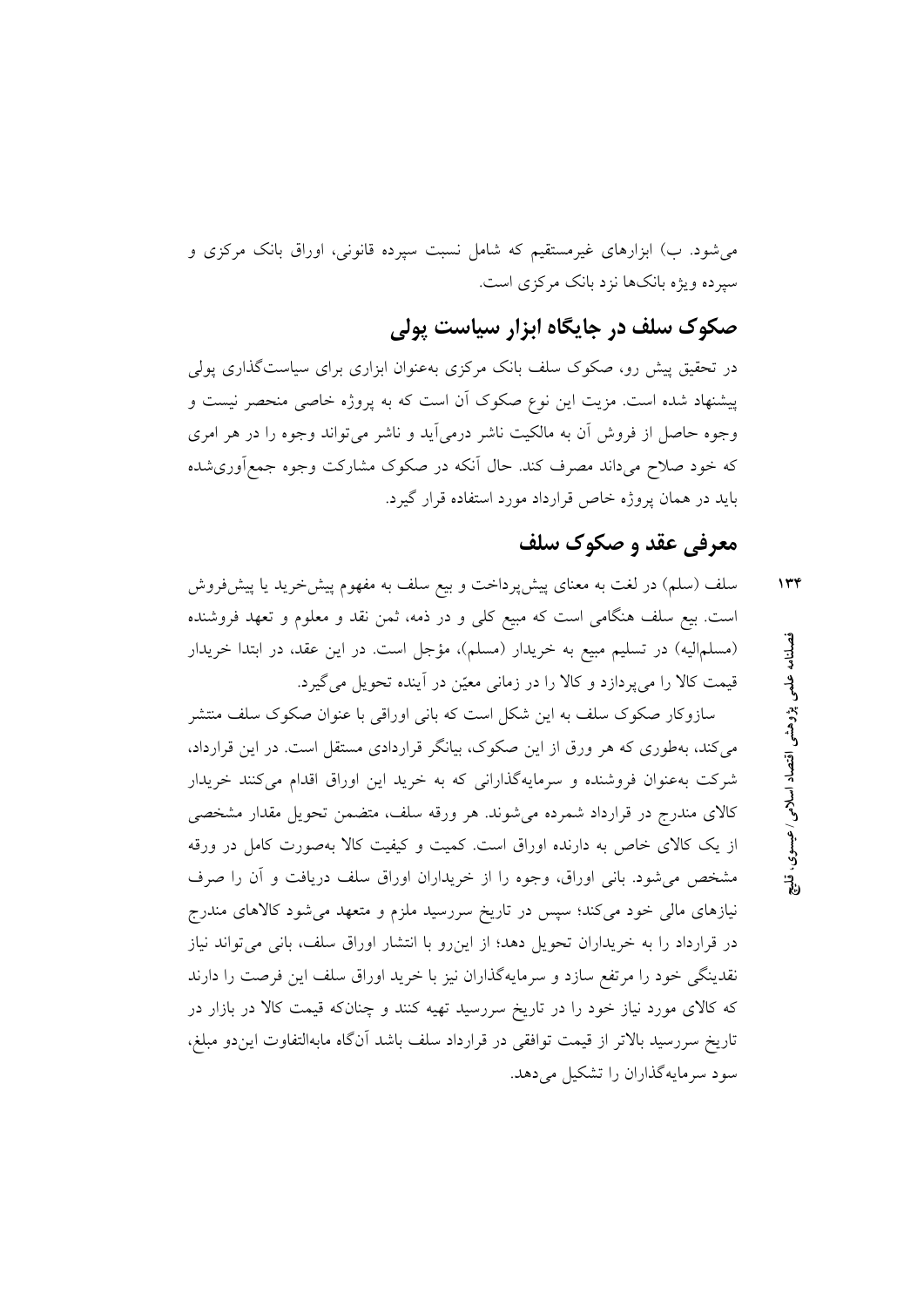می‌شود. ب) ابزارهای غیرمستقیم که شامل نسبت سپرده قانونی، اوراق بانک مرکزی و سپرده ویژه بانک‌ها نزد بانک مرکزی است.

## صکوک سلف در جایگاه ابزار سیاست پولی

در تحقیق پیش رو، صکوک سلف بانک مرکزی به‌عنوان ابزاری برای سیاست‌گذاری پولی پیشنهاد شده است. مزیت این نوع صکوک آن است که به پروژه خاصی منحصر نیست و وجوه حاصل از فروش آن به مالکیت ناشر درمی‌آید و ناشر می‌تواند وجوه را در هر امری که خود صلاح می‌داند مصرف کند. حال آنکه در صکوک مشارکت وجوه جمع‌آوری‌شده باید در همان پروژه خاص قرارداد مورد استفاده قرار گیرد.

## معرفی عقد و صکوک سلف

سلف (سلم) در لغت به معنای پیش‌پرداخت و بیع سلف به مفهوم پیش‌خرید یا پیش‌فروش است. بیع سلف هنگامی است که مبیع کلی و در ذمه، ثمن نقد و معلوم و تعهد فروشنده (مسلم‌الیه) در تسلیم مبیع به خریدار (مسلم)، مؤجل است. در این عقد، در ابتدا خریدار قیمت کالا را می‌پردازد و کالا را در زمانی معیّن در آینده تحویل می‌گیرد.

سازوکار صکوک سلف به این شکل است که بانی اوراقی با عنوان صکوک سلف منتشر می‌کند، به‌طوری که هر ورق از این صکوک، بیانگر قراردادی مستقل است. در این قرارداد، شرکت به‌عنوان فروشنده و سرمایه‌گذارانی که به خرید این اوراق اقدام می‌کنند خریدار کالای مندرج در قرارداد شمرده می‌شوند. هر ورقه سلف، متضمن تحویل مقدار مشخصی از یک کالای خاص به دارنده اوراق است. کمیت و کیفیت کالا به‌صورت کامل در ورقه مشخص می‌شود. بانی اوراق، وجوه را از خریداران اوراق سلف دریافت و آن را صرف نیازهای مالی خود می‌کند؛ سپس در تاریخ سررسید ملزم و متعهد می‌شود کالاهای مندرج در قرارداد را به خریداران تحویل دهد؛ از این‌رو با انتشار اوراق سلف، بانی می‌تواند نیاز نقدینگی خود را مرتفع سازد و سرمایه‌گذاران نیز با خرید اوراق سلف این فرصت را دارند که کالای مورد نیاز خود را در تاریخ سررسید تهیه کنند و چنان‌که قیمت کالا در بازار در تاریخ سررسید بالاتر از قیمت توافقی در قرارداد سلف باشد آن‌گاه مابه‌التفاوت این‌دو مبلغ، سود سرمایه‌گذاران را تشکیل می‌دهد.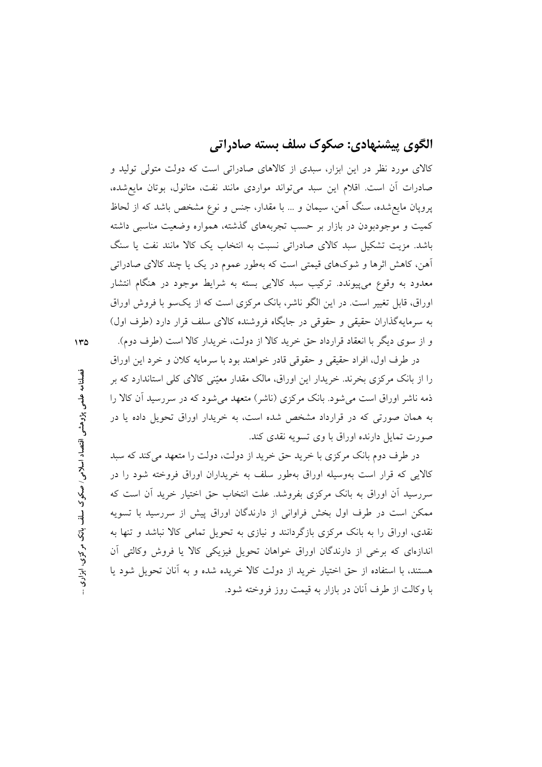## الگوی پیشنهادی: صکوک سلف بسته صادراتی

کالای مورد نظر در این ابزار، سبدی از کالاهای صادراتی است که دولت متولی تولید و صادرات آن است. اقلام این سبد می‌تواند مواردی مانند نفت، متانول، بوتان مایع‌شده، پروپان مایع‌شده، سنگ آهن، سیمان و ... با مقدار، جنس و نوع مشخص باشد که از لحاظ کمیت و موجودبودن در بازار بر حسب تجربه‌های گذشته، همواره وضعیت مناسبی داشته باشد. مزیت تشکیل سبد کالای صادراتی نسبت به انتخاب یک کالا مانند نفت یا سنگ آهن، کاهش اثرها و شوک‌های قیمتی است که به‌طور عموم در یک یا چند کالای صادراتی معدود به وقوع می‌پیوندد. ترکیب سبد کالایی بسته به شرایط موجود در هنگام انتشار اوراق، قابل تغییر است. در این الگو ناشر، بانک مرکزی است که از یک‌سو با فروش اوراق به سرمایه‌گذاران حقیقی و حقوقی در جایگاه فروشنده کالای سلف قرار دارد (طرف اول) و از سوی دیگر با انعقاد قرارداد حق خرید کالا از دولت، خریدار کالا است (طرف دوم).

در طرف اول، افراد حقیقی و حقوقی قادر خواهند بود با سرمایه کلان و خرد این اوراق را از بانک مرکزی بخرند. خریدار این اوراق، مالک مقدار معیّنی کالای کلی استاندارد که بر ذمه ناشر اوراق است می‌شود. بانک مرکزی (ناشر) متعهد می‌شود که در سررسید آن کالا را به همان صورتی که در قرارداد مشخص شده است، به خریدار اوراق تحویل داده یا در صورت تمایل دارنده اوراق با وی تسویه نقدی کند.

در طرف دوم بانک مرکزی با خرید حق خرید از دولت، دولت را متعهد می‌کند که سبد کالایی که قرار است به‌وسیله اوراق به‌طور سلف به خریداران اوراق فروخته شود را در سررسید آن اوراق به بانک مرکزی بفروشد. علت انتخاب حق اختیار خرید آن است که ممکن است در طرف اول بخش فراوانی از دارندگان اوراق پیش از سررسید با تسویه نقدی، اوراق را به بانک مرکزی بازگردانند و نیازی به تحویل تمامی کالا نباشد و تنها به اندازه‌ای که برخی از دارندگان اوراق خواهان تحویل فیزیکی کالا یا فروش وکالتی آن هستند، با استفاده از حق اختیار خرید از دولت کالا خریده شده و به آنان تحویل شود یا با وکالت از طرف آنان در بازار به قیمت روز فروخته شود.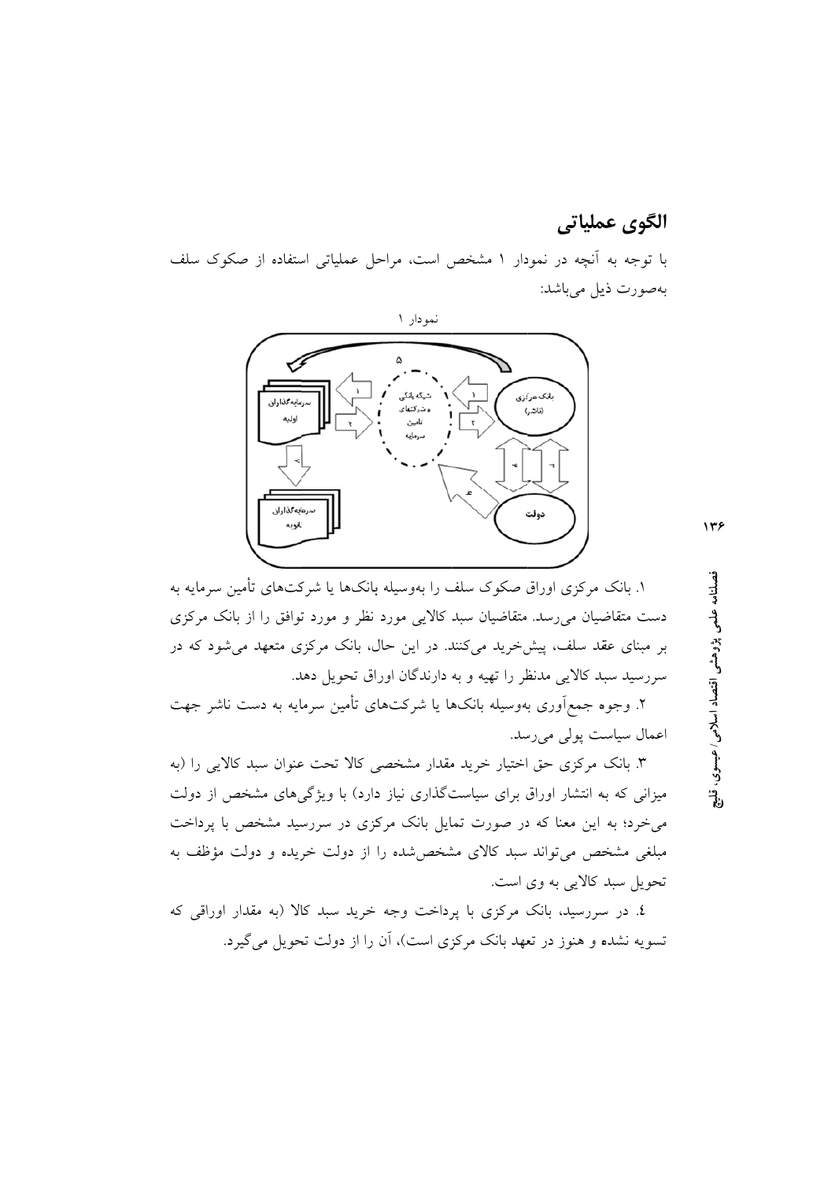## الگوی عملیاتی

با توجه به آنچه در نمودار ۱ مشخص است، مراحل عملیاتی استفاده از صکوک سلف به‌صورت ذیل می‌باشد:

نمودار ۱

۱. بانک مرکزی اوراق صکوک سلف را به‌وسیله بانک‌ها یا شرکت‌های تأمین سرمایه به دست متقاضیان می‌رسد. متقاضیان سبد کالایی مورد نظر و مورد توافق را از بانک مرکزی بر مبنای عقد سلف، پیش‌خرید می‌کنند. در این حال، بانک مرکزی متعهد می‌شود که در سررسید سبد کالایی مدنظر را تهیه و به دارندگان اوراق تحویل دهد.

۲. وجوه جمع‌آوری به‌وسیله بانک‌ها یا شرکت‌های تأمین سرمایه به دست ناشر جهت اعمال سیاست پولی می‌رسد.

۳. بانک مرکزی حق اختیار خرید مقدار مشخصی کالا تحت عنوان سبد کالایی را (به میزانی که به انتشار اوراق برای سیاست‌گذاری نیاز دارد) با ویژگی‌های مشخص از دولت می‌خرد؛ به این معنا که در صورت تمایل بانک مرکزی در سررسید مشخص با پرداخت مبلغی مشخص می‌تواند سبد کالای مشخص‌شده را از دولت خریده و دولت مؤظف به تحویل سبد کالایی به وی است.

٤. در سررسید، بانک مرکزی با پرداخت وجه خرید سبد کالا (به مقدار اوراقی که تسویه نشده و هنوز در تعهد بانک مرکزی است)، آن را از دولت تحویل می‌گیرد.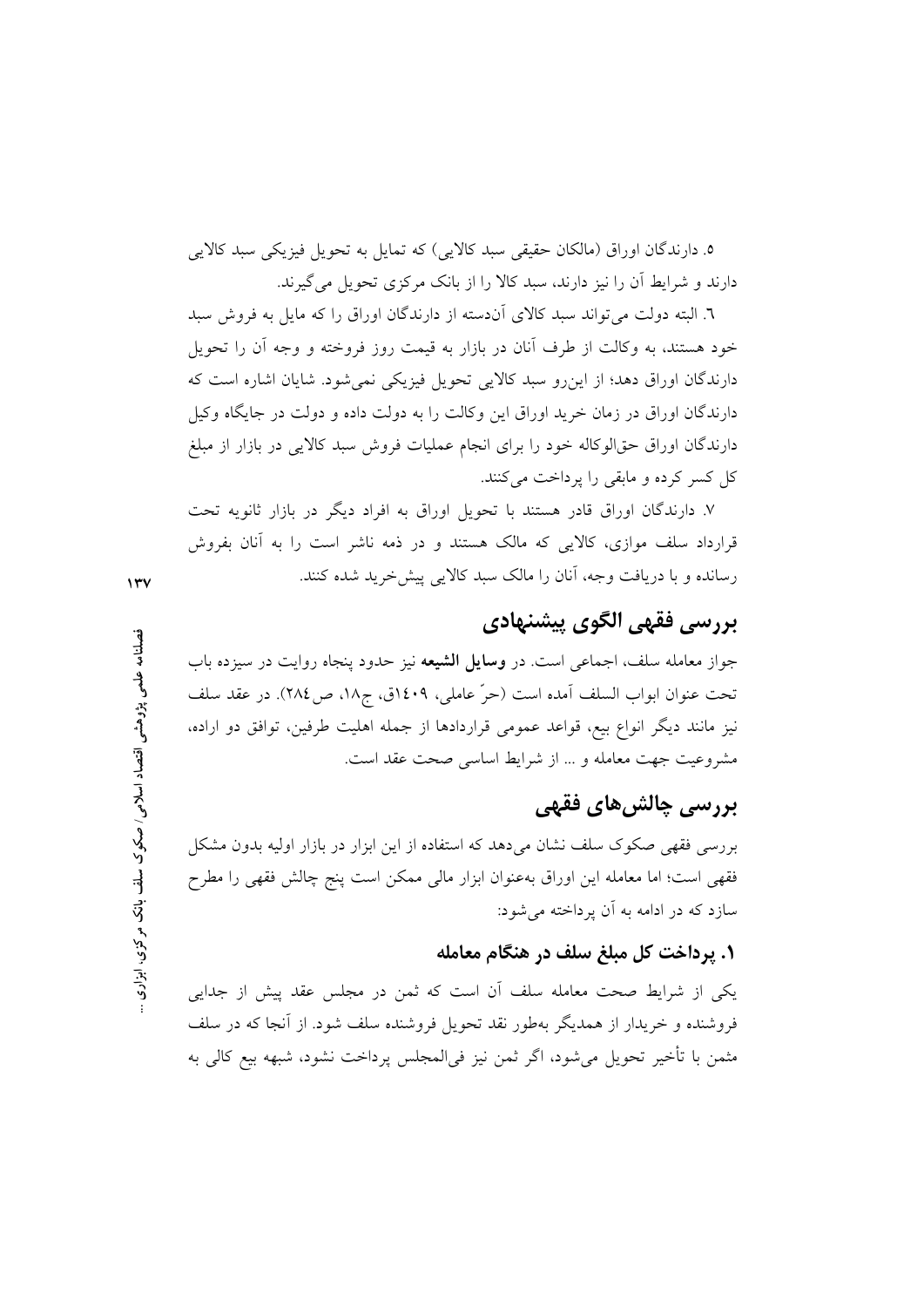۵. دارندگان اوراق (مالکان حقیقی سبد کالایی) که تمایل به تحویل فیزیکی سبد کالایی دارند و شرایط آن را نیز دارند، سبد کالا را از بانک مرکزی تحویل می‌گیرند.

٦. البته دولت می‌تواند سبد کالای آن‌دسته از دارندگان اوراق را که مایل به فروش سبد خود هستند، به وکالت از طرف آنان در بازار به قیمت روز فروخته و وجه آن را تحویل دارندگان اوراق دهد؛ از این‌رو سبد کالایی تحویل فیزیکی نمی‌شود. شایان اشاره است که دارندگان اوراق در زمان خرید اوراق این وکالت را به دولت داده و دولت در جایگاه وکیل دارندگان اوراق حق‌الوکاله خود را برای انجام عملیات فروش سبد کالایی در بازار از مبلغ کل کسر کرده و مابقی را پرداخت می‌کنند.

۷. دارندگان اوراق قادر هستند با تحویل اوراق به افراد دیگر در بازار ثانویه تحت قرارداد سلف موازی، کالایی که مالک هستند و در ذمه ناشر است را به آنان بفروش رسانده و با دریافت وجه، آنان را مالک سبد کالایی پیش‌خرید شده کنند.

## بررسی فقهی الگوی پیشنهادی

جواز معامله سلف، اجماعی است. در **وسایل الشیعه** نیز حدود پنجاه روایت در سیزده باب تحت عنوان ابواب السلف آمده است (حرّ عاملی، ١٤٠٩ق، ج١٨، ص٢٨٤). در عقد سلف نیز مانند دیگر انواع بیع، قواعد عمومی قراردادها از جمله اهلیت طرفین، توافق دو اراده، مشروعیت جهت معامله و ... از شرایط اساسی صحت عقد است.

## بررسی چالش‌های فقهی

بررسی فقهی صکوک سلف نشان می‌دهد که استفاده از این ابزار در بازار اولیه بدون مشکل فقهی است؛ اما معامله این اوراق به‌عنوان ابزار مالی ممکن است پنج چالش فقهی را مطرح سازد که در ادامه به آن پرداخته می‌شود:

### ۱. پرداخت کل مبلغ سلف در هنگام معامله

یکی از شرایط صحت معامله سلف آن است که ثمن در مجلس عقد پیش از جدایی فروشنده و خریدار از همدیگر به‌طور نقد تحویل فروشنده سلف شود. از آنجا که در سلف مثمن با تأخیر تحویل می‌شود، اگر ثمن نیز فی‌المجلس پرداخت نشود، شبهه بیع کالی به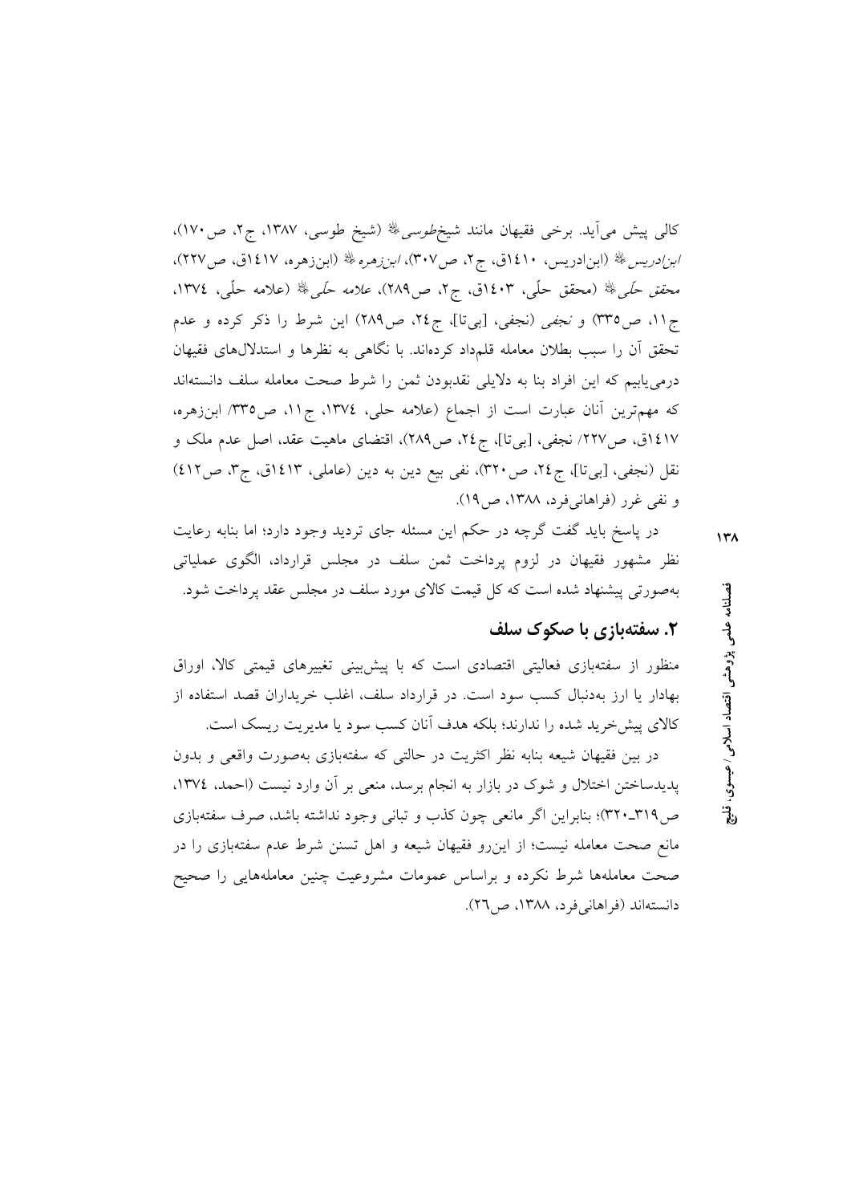کالی پیش می‌آید. برخی فقیهان مانند شیخ‌*طوسی*ﷺ (شیخ طوسی، ۱۳۸۷، ج۲، ص۱۷۰)، *ابن‌ادریس*ﷺ (ابن‌ادریس، ۱۴۱۰ق، ج۲، ص۳۰۷)، *ابن‌زهره*ﷺ (ابن‌زهره، ۱۴۱۷ق، ص۲۲۷)، *محقق حلّی*ﷺ (محقق حلّی، ۱۴۰۳ق، ج۲، ص۲۸۹)، *علامه حلّی*ﷺ (علامه حلّی، ۱۳۷۴، ج۱۱، ص۳۳۵) و *نجفی* (نجفی، [بی‌تا]، ج۲۴، ص۲۸۹) این شرط را ذکر کرده و عدم تحقق آن را سبب بطلان معامله قلمداد کرده‌اند. با نگاهی به نظرها و استدلال‌های فقیهان درمی‌یابیم که این افراد بنا به دلایلی نقدبودن ثمن را شرط صحت معامله سلف دانسته‌اند که مهم‌ترین آنان عبارت است از اجماع (علامه حلی، ۱۳۷۴، ج۱۱، ص۳۳۵/ ابن‌زهره، ۱۴۱۷ق، ص۲۲۷/ نجفی، [بی‌تا]، ج۲۴، ص۲۸۹)، اقتضای ماهیت عقد، اصل عدم ملک و نقل (نجفی، [بی‌تا]، ج۲۴، ص۳۲۰)، نفی بیع دین به دین (عاملی، ۱۴۱۳ق، ج۳، ص۴۱۲) و نفی غرر (فراهانی‌فرد، ۱۳۸۸، ص۱۹).

در پاسخ باید گفت گرچه در حکم این مسئله جای تردید وجود دارد؛ اما بنابه رعایت نظر مشهور فقیهان در لزوم پرداخت ثمن سلف در مجلس قرارداد، الگوی عملیاتی به‌صورتی پیشنهاد شده است که کل قیمت کالای مورد سلف در مجلس عقد پرداخت شود.

## ۲. سفته‌بازی با صکوک سلف

منظور از سفته‌بازی فعالیتی اقتصادی است که با پیش‌بینی تغییرهای قیمتی کالا، اوراق بهادار یا ارز به‌دنبال کسب سود است. در قرارداد سلف، اغلب خریداران قصد استفاده از کالای پیش‌خرید شده را ندارند؛ بلکه هدف آنان کسب سود یا مدیریت ریسک است.

در بین فقیهان شیعه بنابه نظر اکثریت در حالتی که سفته‌بازی به‌صورت واقعی و بدون پدیدساختن اختلال و شوک در بازار به انجام برسد، منعی بر آن وارد نیست (احمد، ۱۳۷۴، ص۳۱۹ـ۳۲۰)؛ بنابراین اگر مانعی چون کذب و تبانی وجود نداشته باشد، صرف سفته‌بازی مانع صحت معامله نیست؛ از این‌رو فقیهان شیعه و اهل تسنن شرط عدم سفته‌بازی را در صحت معامله‌ها شرط نکرده و براساس عمومات مشروعیت چنین معامله‌هایی را صحیح دانسته‌اند (فراهانی‌فرد، ۱۳۸۸، ص۲۶).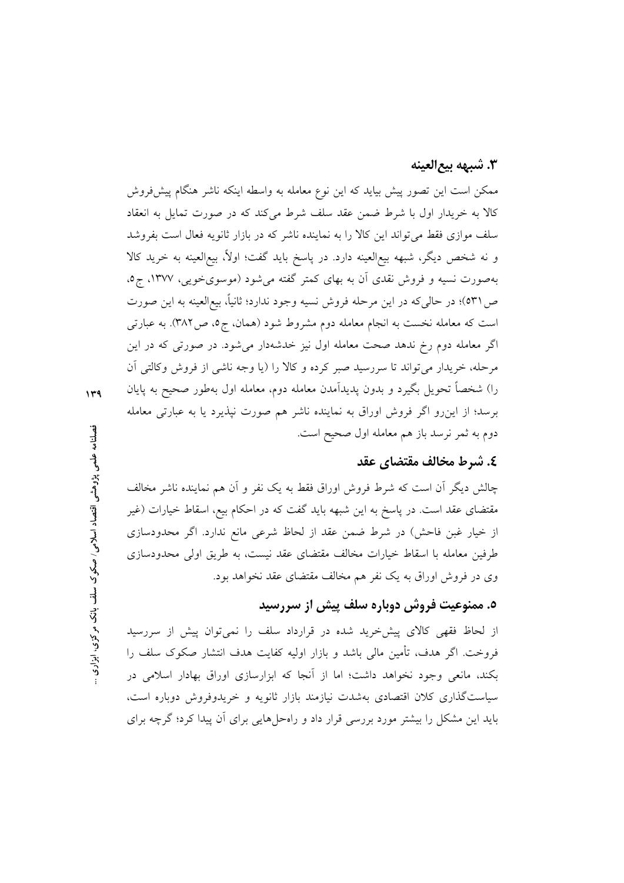### ۳. شبهه بیع‌العینه

ممکن است این تصور پیش بیاید که این نوع معامله به واسطه اینکه ناشر هنگام پیش‌فروش کالا به خریدار اول با شرط ضمن عقد سلف شرط می‌کند که در صورت تمایل به انعقاد سلف موازی فقط می‌تواند این کالا را به نماینده ناشر که در بازار ثانویه فعال است بفروشد و نه شخص دیگر، شبهه بیع‌العینه دارد. در پاسخ باید گفت؛ اولاً، بیع‌العینه به خرید کالا به‌صورت نسیه و فروش نقدی آن به بهای کمتر گفته می‌شود (موسوی‌خویی، ۱۳۷۷، ج۵، ص۵۳۱)؛ در حالی‌که در این مرحله فروش نسیه وجود ندارد؛ ثانیاً، بیع‌العینه به این صورت است که معامله نخست به انجام معامله دوم مشروط شود (همان، ج۵، ص۳۸۲). به عبارتی اگر معامله دوم رخ ندهد صحت معامله اول نیز خدشه‌دار می‌شود. در صورتی که در این مرحله، خریدار می‌تواند تا سررسید صبر کرده و کالا را (یا وجه ناشی از فروش وکالتی آن را) شخصاً تحویل بگیرد و بدون پدیدآمدن معامله دوم، معامله اول به‌طور صحیح به پایان برسد؛ از این‌رو اگر فروش اوراق به نماینده ناشر هم صورت نپذیرد یا به عبارتی معامله دوم به ثمر نرسد باز هم معامله اول صحیح است.

### ٤. شرط مخالف مقتضای عقد

چالش دیگر آن است که شرط فروش اوراق فقط به یک نفر و آن هم نماینده ناشر مخالف مقتضای عقد است. در پاسخ به این شبهه باید گفت که در احکام بیع، اسقاط خیارات (غیر از خیار غبن فاحش) در شرط ضمن عقد از لحاظ شرعی مانع ندارد. اگر محدودسازی طرفین معامله با اسقاط خیارات مخالف مقتضای عقد نیست، به طریق اولی محدودسازی وی در فروش اوراق به یک نفر هم مخالف مقتضای عقد نخواهد بود.

### ۵. ممنوعیت فروش دوباره سلف پیش از سررسید

از لحاظ فقهی کالای پیش‌خرید شده در قرارداد سلف را نمی‌توان پیش از سررسید فروخت. اگر هدف، تأمین مالی باشد و بازار اولیه کفایت هدف انتشار صکوک سلف را بکند، مانعی وجود نخواهد داشت؛ اما از آنجا که ابزارسازی اوراق بهادار اسلامی در سیاست‌گذاری کلان اقتصادی به‌شدت نیازمند بازار ثانویه و خریدوفروش دوباره است، باید این مشکل را بیشتر مورد بررسی قرار داد و راه‌حل‌هایی برای آن پیدا کرد؛ گرچه برای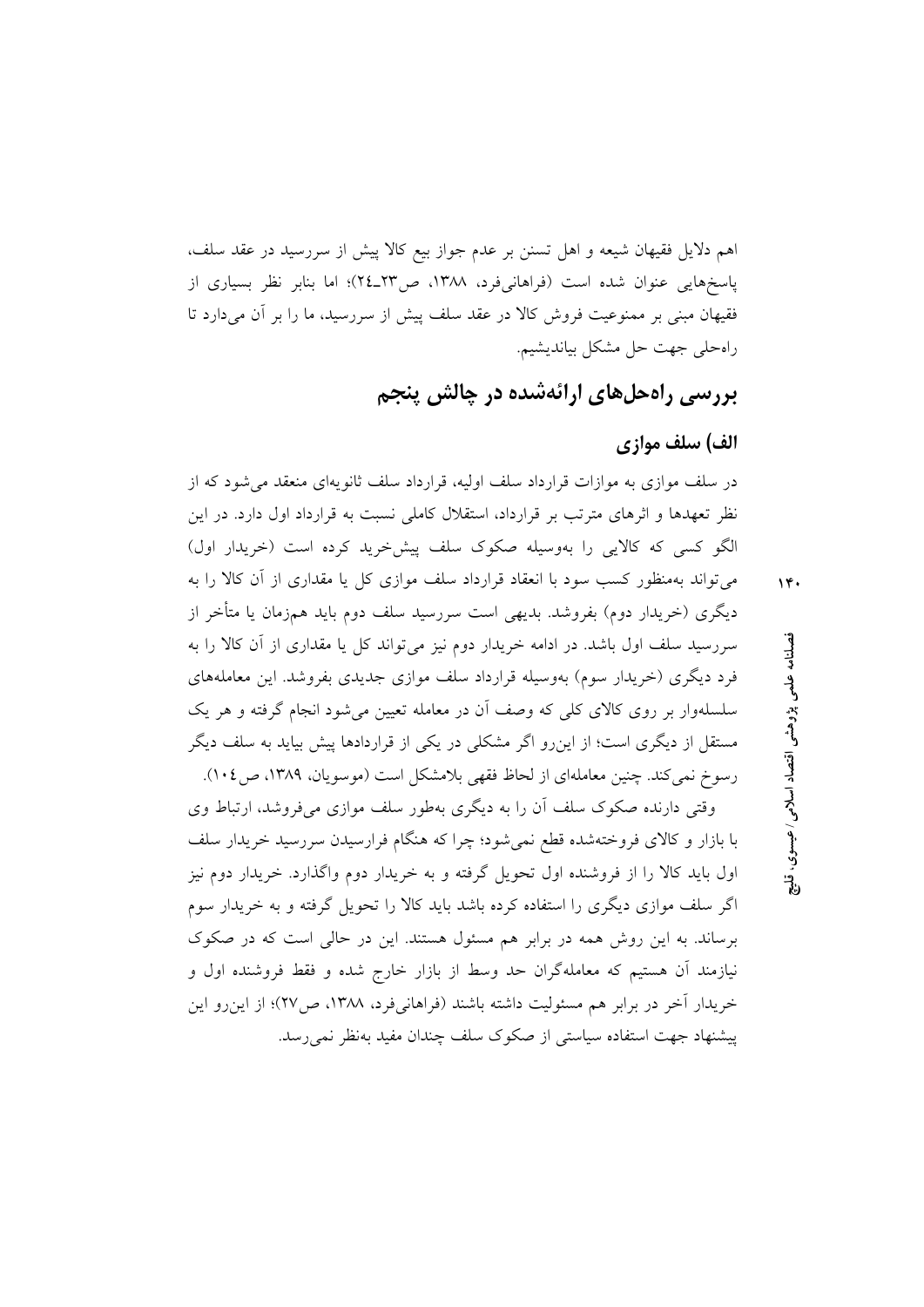اهم دلایل فقیهان شیعه و اهل تسنن بر عدم جواز بیع کالا پیش از سررسید در عقد سلف، پاسخ‌هایی عنوان شده است (فراهانی‌فرد، ۱۳۸۸، ص۲۳ـ۲٤)؛ اما بنابر نظر بسیاری از فقیهان مبنی بر ممنوعیت فروش کالا در عقد سلف پیش از سررسید، ما را بر آن می‌دارد تا راه‌حلی جهت حل مشکل بیاندیشیم.

## بررسی راه‌حل‌های ارائه‌شده در چالش پنجم

### الف) سلف موازی

در سلف موازی به موازات قرارداد سلف اولیه، قرارداد سلف ثانویه‌ای منعقد می‌شود که از نظر تعهدها و اثرهای مترتب بر قرارداد، استقلال کاملی نسبت به قرارداد اول دارد. در این الگو کسی که کالایی را به‌وسیله صکوک سلف پیش‌خرید کرده است (خریدار اول) می‌تواند به‌منظور کسب سود با انعقاد قرارداد سلف موازی کل یا مقداری از آن کالا را به دیگری (خریدار دوم) بفروشد. بدیهی است سررسید سلف دوم باید هم‌زمان یا متأخر از سررسید سلف اول باشد. در ادامه خریدار دوم نیز می‌تواند کل یا مقداری از آن کالا را به فرد دیگری (خریدار سوم) به‌وسیله قرارداد سلف موازی جدیدی بفروشد. این معامله‌های سلسله‌وار بر روی کالای کلی که وصف آن در معامله تعیین می‌شود انجام گرفته و هر یک مستقل از دیگری است؛ از این‌رو اگر مشکلی در یکی از قراردادها پیش بیاید به سلف دیگر رسوخ نمی‌کند. چنین معامله‌ای از لحاظ فقهی بلامشکل است (موسویان، ۱۳۸۹، ص۱۰٤).

وقتی دارنده صکوک سلف آن را به دیگری به‌طور سلف موازی می‌فروشد، ارتباط وی با بازار و کالای فروخته‌شده قطع نمی‌شود؛ چرا که هنگام فرارسیدن سررسید خریدار سلف اول باید کالا را از فروشنده اول تحویل گرفته و به خریدار دوم واگذارد. خریدار دوم نیز اگر سلف موازی دیگری را استفاده کرده باشد باید کالا را تحویل گرفته و به خریدار سوم برساند. به این روش همه در برابر هم مسئول هستند. این در حالی است که در صکوک نیازمند آن هستیم که معامله‌گران حد وسط از بازار خارج شده و فقط فروشنده اول و خریدار آخر در برابر هم مسئولیت داشته باشند (فراهانی‌فرد، ۱۳۸۸، ص۲۷)؛ از این‌رو این پیشنهاد جهت استفاده سیاستی از صکوک سلف چندان مفید به‌نظر نمی‌رسد.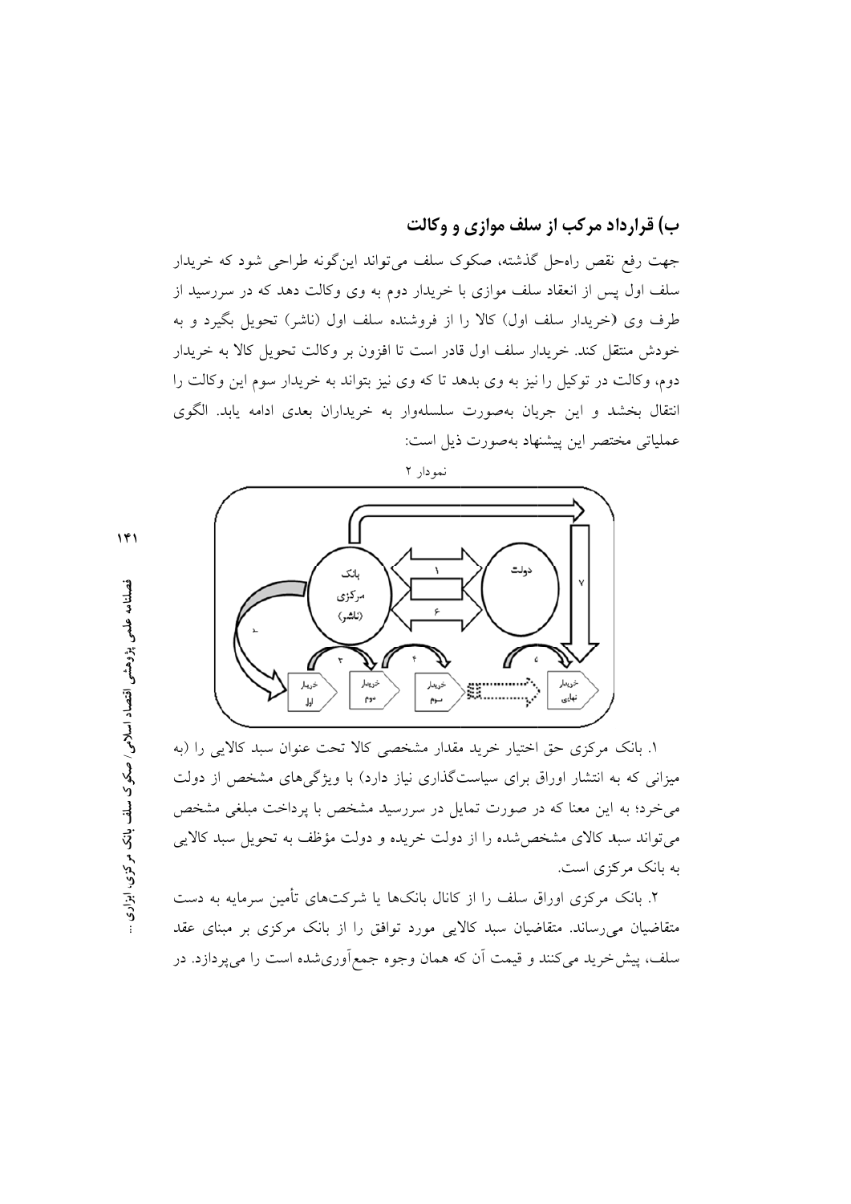## ب) قرارداد مرکب از سلف موازی و وکالت

جهت رفع نقص راه‌حل گذشته، صکوک سلف می‌تواند این‌گونه طراحی شود که خریدار سلف اول پس از انعقاد سلف موازی با خریدار دوم به وی وکالت دهد که در سررسید از طرف وی (خریدار سلف اول) کالا را از فروشنده سلف اول (ناشر) تحویل بگیرد و به خودش منتقل کند. خریدار سلف اول قادر است تا افزون بر وکالت تحویل کالا به خریدار دوم، وکالت در توکیل را نیز به وی بدهد تا که وی نیز بتواند به خریدار سوم این وکالت را انتقال بخشد و این جریان به‌صورت سلسله‌وار به خریداران بعدی ادامه یابد. الگوی عملیاتی مختصر این پیشنهاد به‌صورت ذیل است:

نمودار ۲

۱. بانک مرکزی حق اختیار خرید مقدار مشخصی کالا تحت عنوان سبد کالایی را (به میزانی که به انتشار اوراق برای سیاست‌گذاری نیاز دارد) با ویژگی‌های مشخص از دولت می‌خرد؛ به این معنا که در صورت تمایل در سررسید مشخص با پرداخت مبلغی مشخص می‌تواند سبد کالای مشخص‌شده را از دولت خریده و دولت مؤظف به تحویل سبد کالایی به بانک مرکزی است.

۲. بانک مرکزی اوراق سلف را از کانال بانک‌ها یا شرکت‌های تأمین سرمایه به دست متقاضیان می‌رساند. متقاضیان سبد کالایی مورد توافق را از بانک مرکزی بر مبنای عقد سلف، پیش‌خرید می‌کنند و قیمت آن که همان وجوه جمع‌آوری‌شده است را می‌پردازد. در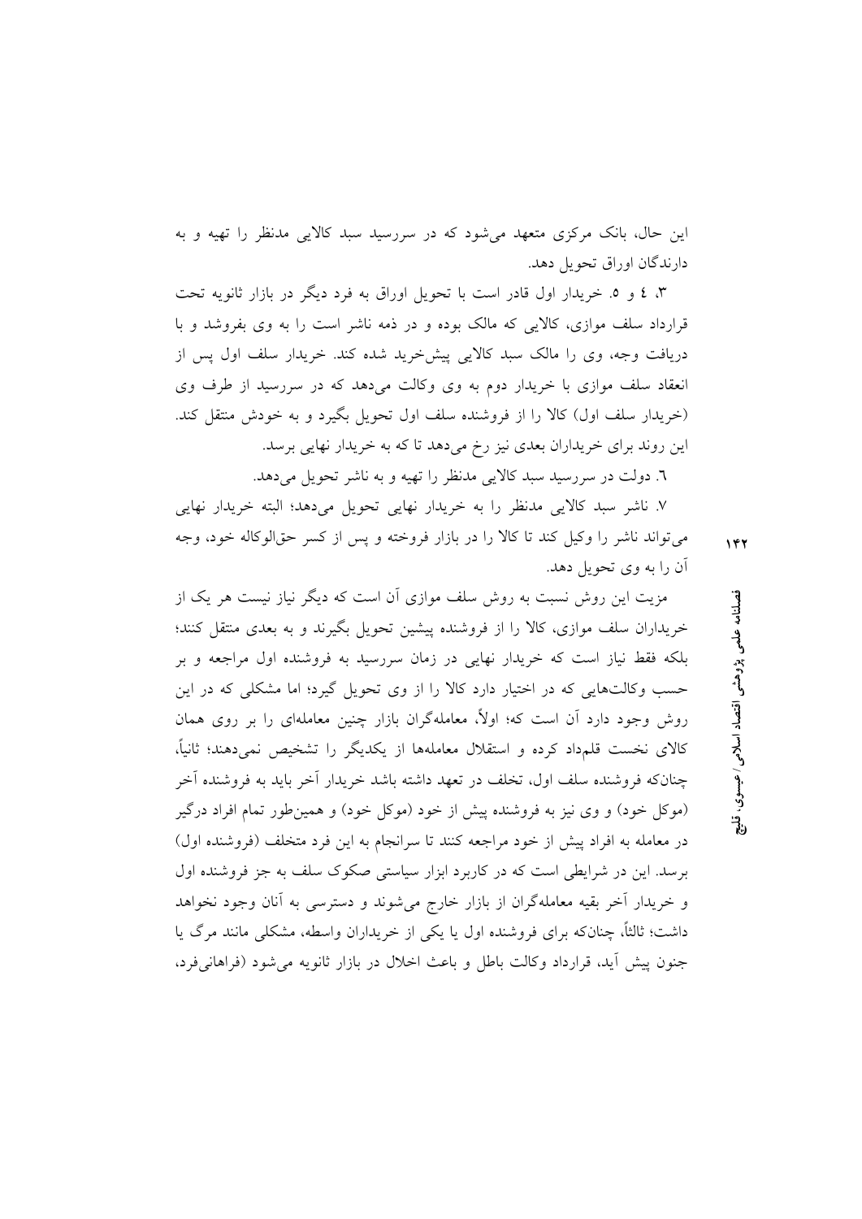این حال، بانک مرکزی متعهد می‌شود که در سررسید سبد کالایی مدنظر را تهیه و به دارندگان اوراق تحویل دهد.

۳، ٤ و ٥. خریدار اول قادر است با تحویل اوراق به فرد دیگر در بازار ثانویه تحت قرارداد سلف موازی، کالایی که مالک بوده و در ذمه ناشر است را به وی بفروشد و با دریافت وجه، وی را مالک سبد کالایی پیش‌خرید شده کند. خریدار سلف اول پس از انعقاد سلف موازی با خریدار دوم به وی وکالت می‌دهد که در سررسید از طرف وی (خریدار سلف اول) کالا را از فروشنده سلف اول تحویل بگیرد و به خودش منتقل کند. این روند برای خریداران بعدی نیز رخ می‌دهد تا که به خریدار نهایی برسد.

٦. دولت در سررسید سبد کالایی مدنظر را تهیه و به ناشر تحویل می‌دهد.

٧. ناشر سبد کالایی مدنظر را به خریدار نهایی تحویل می‌دهد؛ البته خریدار نهایی می‌تواند ناشر را وکیل کند تا کالا را در بازار فروخته و پس از کسر حق‌الوکاله خود، وجه آن را به وی تحویل دهد.

مزیت این روش نسبت به روش سلف موازی آن است که دیگر نیاز نیست هر یک از خریداران سلف موازی، کالا را از فروشنده پیشین تحویل بگیرند و به بعدی منتقل کنند؛ بلکه فقط نیاز است که خریدار نهایی در زمان سررسید به فروشنده اول مراجعه و بر حسب وکالت‌هایی که در اختیار دارد کالا را از وی تحویل گیرد؛ اما مشکلی که در این روش وجود دارد آن است که؛ اولاً، معامله‌گران بازار چنین معامله‌ای را بر روی همان کالای نخست قلمداد کرده و استقلال معامله‌ها از یکدیگر را تشخیص نمی‌دهند؛ ثانیاً، چنان‌که فروشنده سلف اول، تخلف در تعهد داشته باشد خریدار آخر باید به فروشنده آخر (موکل خود) و وی نیز به فروشنده پیش از خود (موکل خود) و همین‌طور تمام افراد درگیر در معامله به افراد پیش از خود مراجعه کنند تا سرانجام به این فرد متخلف (فروشنده اول) برسد. این در شرایطی است که در کاربرد ابزار سیاستی صکوک سلف به جز فروشنده اول و خریدار آخر بقیه معامله‌گران از بازار خارج می‌شوند و دسترسی به آنان وجود نخواهد داشت؛ ثالثاً، چنان‌که برای فروشنده اول یا یکی از خریداران واسطه، مشکلی مانند مرگ یا جنون پیش آید، قرارداد وکالت باطل و باعث اخلال در بازار ثانویه می‌شود (فراهانی‌فرد،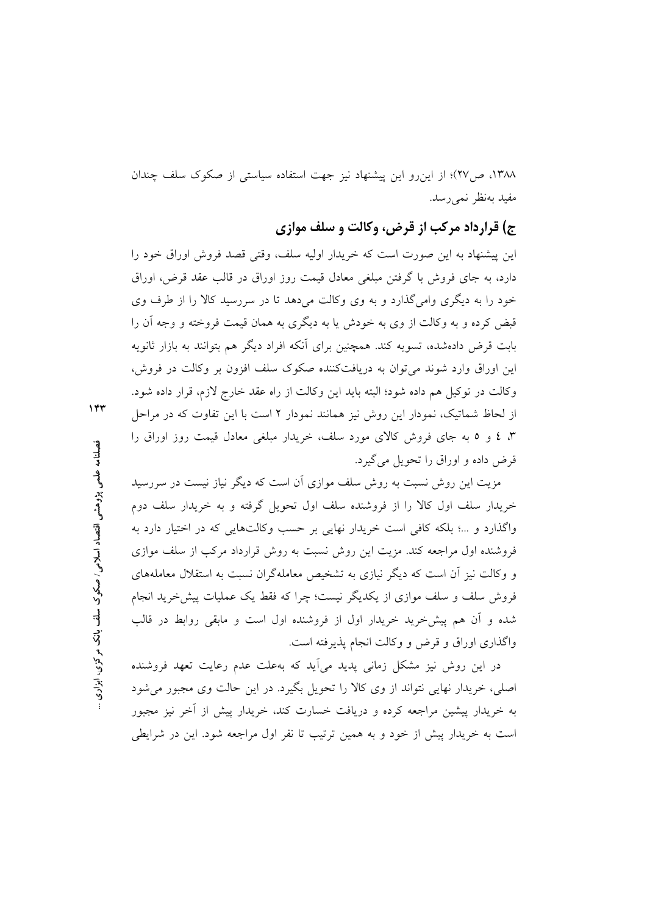۱۳۸۸، ص۲۷)؛ از این‌رو این پیشنهاد نیز جهت استفاده سیاستی از صکوک سلف چندان مفید به‌نظر نمی‌رسد.

### ج) قرارداد مرکب از قرض، وکالت و سلف موازی

این پیشنهاد به این صورت است که خریدار اولیه سلف، وقتی قصد فروش اوراق خود را دارد، به جای فروش با گرفتن مبلغی معادل قیمت روز اوراق در قالب عقد قرض، اوراق خود را به دیگری وامی‌گذارد و به وی وکالت می‌دهد تا در سررسید کالا را از طرف وی قبض کرده و به وکالت از وی به خودش یا به دیگری به همان قیمت فروخته و وجه آن را بابت قرض داده‌شده، تسویه کند. همچنین برای آنکه افراد دیگر هم بتوانند به بازار ثانویه این اوراق وارد شوند می‌توان به دریافت‌کننده صکوک سلف افزون بر وکالت در فروش، وکالت در توکیل هم داده شود؛ البته باید این وکالت از راه عقد خارج لازم، قرار داده شود. از لحاظ شماتیک، نمودار این روش نیز همانند نمودار ۲ است با این تفاوت که در مراحل ۳، ٤ و ٥ به جای فروش کالای مورد سلف، خریدار مبلغی معادل قیمت روز اوراق را قرض داده و اوراق را تحویل می‌گیرد.

مزیت این روش نسبت به روش سلف موازی آن است که دیگر نیاز نیست در سررسید خریدار سلف اول کالا را از فروشنده سلف اول تحویل گرفته و به خریدار سلف دوم واگذارد و ...؛ بلکه کافی است خریدار نهایی بر حسب وکالت‌هایی که در اختیار دارد به فروشنده اول مراجعه کند. مزیت این روش نسبت به روش قرارداد مرکب از سلف موازی و وکالت نیز آن است که دیگر نیازی به تشخیص معامله‌گران نسبت به استقلال معامله‌های فروش سلف و سلف موازی از یکدیگر نیست؛ چرا که فقط یک عملیات پیش‌خرید انجام شده و آن هم پیش‌خرید خریدار اول از فروشنده اول است و مابقی روابط در قالب واگذاری اوراق و قرض و وکالت انجام پذیرفته است.

در این روش نیز مشکل زمانی پدید می‌آید که به‌علت عدم رعایت تعهد فروشنده اصلی، خریدار نهایی نتواند از وی کالا را تحویل بگیرد. در این حالت وی مجبور می‌شود به خریدار پیشین مراجعه کرده و دریافت خسارت کند، خریدار پیش از آخر نیز مجبور است به خریدار پیش از خود و به همین ترتیب تا نفر اول مراجعه شود. این در شرایطی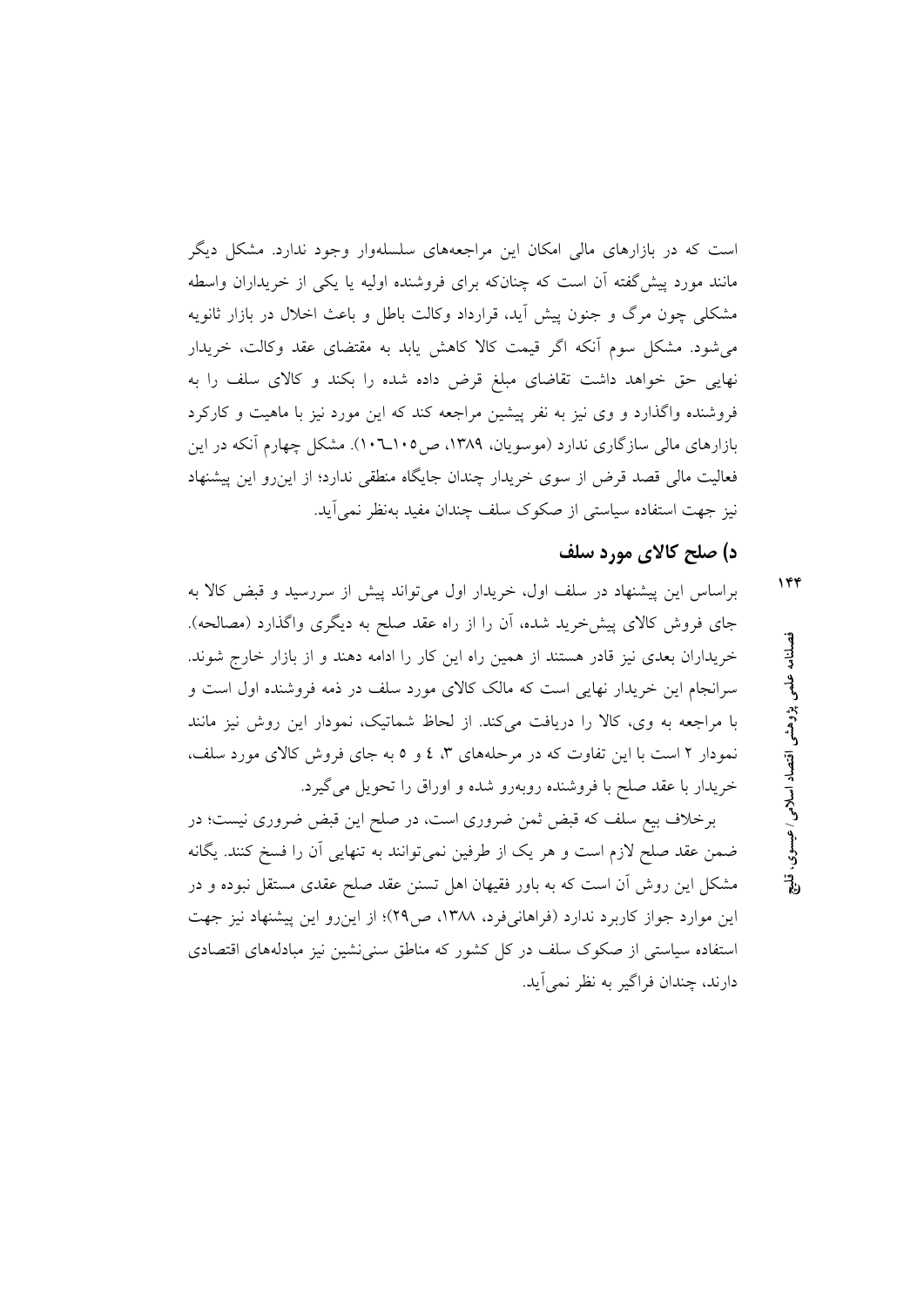است که در بازارهای مالی امکان این مراجعه‌های سلسله‌وار وجود ندارد. مشکل دیگر مانند مورد پیش‌گفته آن است که چنان‌که برای فروشنده اولیه یا یکی از خریداران واسطه مشکلی چون مرگ و جنون پیش آید، قرارداد وکالت باطل و باعث اخلال در بازار ثانویه می‌شود. مشکل سوم آنکه اگر قیمت کالا کاهش یابد به مقتضای عقد وکالت، خریدار نهایی حق خواهد داشت تقاضای مبلغ قرض داده شده را بکند و کالای سلف را به فروشنده واگذارد و وی نیز به نفر پیشین مراجعه کند که این مورد نیز با ماهیت و کارکرد بازارهای مالی سازگاری ندارد (موسویان، ۱۳۸۹، ص۱۰۵ـ۱۰۶). مشکل چهارم آنکه در این فعالیت مالی قصد قرض از سوی خریدار چندان جایگاه منطقی ندارد؛ از این‌رو این پیشنهاد نیز جهت استفاده سیاستی از صکوک سلف چندان مفید به‌نظر نمی‌آید.

## د) صلح کالای مورد سلف

براساس این پیشنهاد در سلف اول، خریدار اول می‌تواند پیش از سررسید و قبض کالا به جای فروش کالای پیش‌خرید شده، آن را از راه عقد صلح به دیگری واگذارد (مصالحه). خریداران بعدی نیز قادر هستند از همین راه این کار را ادامه دهند و از بازار خارج شوند. سرانجام این خریدار نهایی است که مالک کالای مورد سلف در ذمه فروشنده اول است و با مراجعه به وی، کالا را دریافت می‌کند. از لحاظ شماتیک، نمودار این روش نیز مانند نمودار ۲ است با این تفاوت که در مرحله‌های ۳، ٤ و ٥ به جای فروش کالای مورد سلف، خریدار با عقد صلح با فروشنده روبه‌رو شده و اوراق را تحویل می‌گیرد.

برخلاف بیع سلف که قبض ثمن ضروری است، در صلح این قبض ضروری نیست؛ در ضمن عقد صلح لازم است و هر یک از طرفین نمی‌توانند به تنهایی آن را فسخ کنند. یگانه مشکل این روش آن است که به باور فقیهان اهل تسنن عقد صلح عقدی مستقل نبوده و در این موارد جواز کاربرد ندارد (فراهانی‌فرد، ۱۳۸۸، ص۲۹)؛ از این‌رو این پیشنهاد نیز جهت استفاده سیاستی از صکوک سلف در کل کشور که مناطق سنی‌نشین نیز مبادله‌های اقتصادی دارند، چندان فراگیر به نظر نمی‌آید.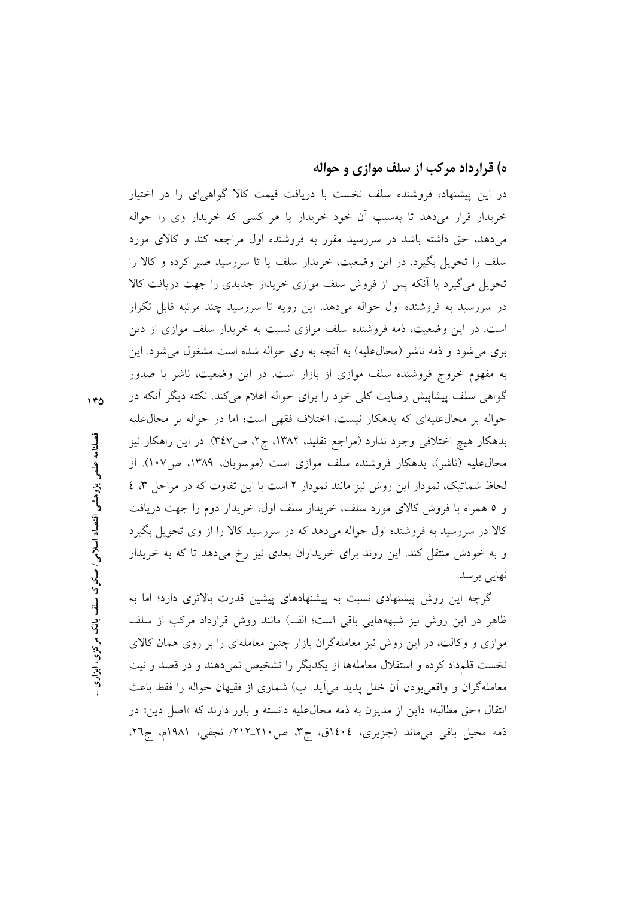## ه) قرارداد مرکب از سلف موازی و حواله

در این پیشنهاد، فروشنده سلف نخست با دریافت قیمت کالا گواهی‌ای را در اختیار خریدار قرار می‌دهد تا به‌سبب آن خود خریدار یا هر کسی که خریدار وی را حواله می‌دهد، حق داشته باشد در سررسید مقرر به فروشنده اول مراجعه کند و کالای مورد سلف را تحویل بگیرد. در این وضعیت، خریدار سلف یا تا سررسید صبر کرده و کالا را تحویل می‌گیرد یا آنکه پس از فروش سلف موازی خریدار جدیدی را جهت دریافت کالا در سررسید به فروشنده اول حواله می‌دهد. این رویه تا سررسید چند مرتبه قابل تکرار است. در این وضعیت، ذمه فروشنده سلف موازی نسبت به خریدار سلف موازی از دین بری می‌شود و ذمه ناشر (محال‌علیه) به آنچه به وی حواله شده است مشغول می‌شود. این به مفهوم خروج فروشنده سلف موازی از بازار است. در این وضعیت، ناشر با صدور گواهی سلف پیشاپیش رضایت کلی خود را برای حواله اعلام می‌کند. نکته دیگر آنکه در حواله بر محال‌علیه‌ای که بدهکار نیست، اختلاف فقهی است؛ اما در حواله بر محال‌علیه بدهکار هیچ اختلافی وجود ندارد (مراجع تقلید، ۱۳۸۲، ج۲، ص۳٤۷). در این راهکار نیز محال‌علیه (ناشر)، بدهکار فروشنده سلف موازی است (موسویان، ۱۳۸۹، ص۱۰۷). از لحاظ شماتیک، نمودار این روش نیز مانند نمودار ۲ است با این تفاوت که در مراحل ۳، ٤ و ۵ همراه با فروش کالای مورد سلف، خریدار سلف اول، خریدار دوم را جهت دریافت کالا در سررسید به فروشنده اول حواله می‌دهد که در سررسید کالا را از وی تحویل بگیرد و به خودش منتقل کند. این روند برای خریداران بعدی نیز رخ می‌دهد تا که به خریدار نهایی برسد.

گرچه این روش پیشنهادی نسبت به پیشنهادهای پیشین قدرت بالاتری دارد؛ اما به ظاهر در این روش نیز شبهه‌هایی باقی است؛ الف) مانند روش قرارداد مرکب از سلف موازی و وکالت، در این روش نیز معامله‌گران بازار چنین معامله‌ای را بر روی همان کالای نخست قلم‌داد کرده و استقلال معامله‌ها از یکدیگر را تشخیص نمی‌دهند و در قصد و نیت معامله‌گران و واقعی‌بودن آن خلل پدید می‌آید. ب) شماری از فقیهان حواله را فقط باعث انتقال «حق مطالبه» داین از مدیون به ذمه محال‌علیه دانسته و باور دارند که «اصل دین» در ذمه محیل باقی می‌ماند (جزیری، ۱٤۰٤ق، ج۳، ص۲۱۰ـ۲۱۲/ نجفی، ۱۹۸۱م، ج۲٦،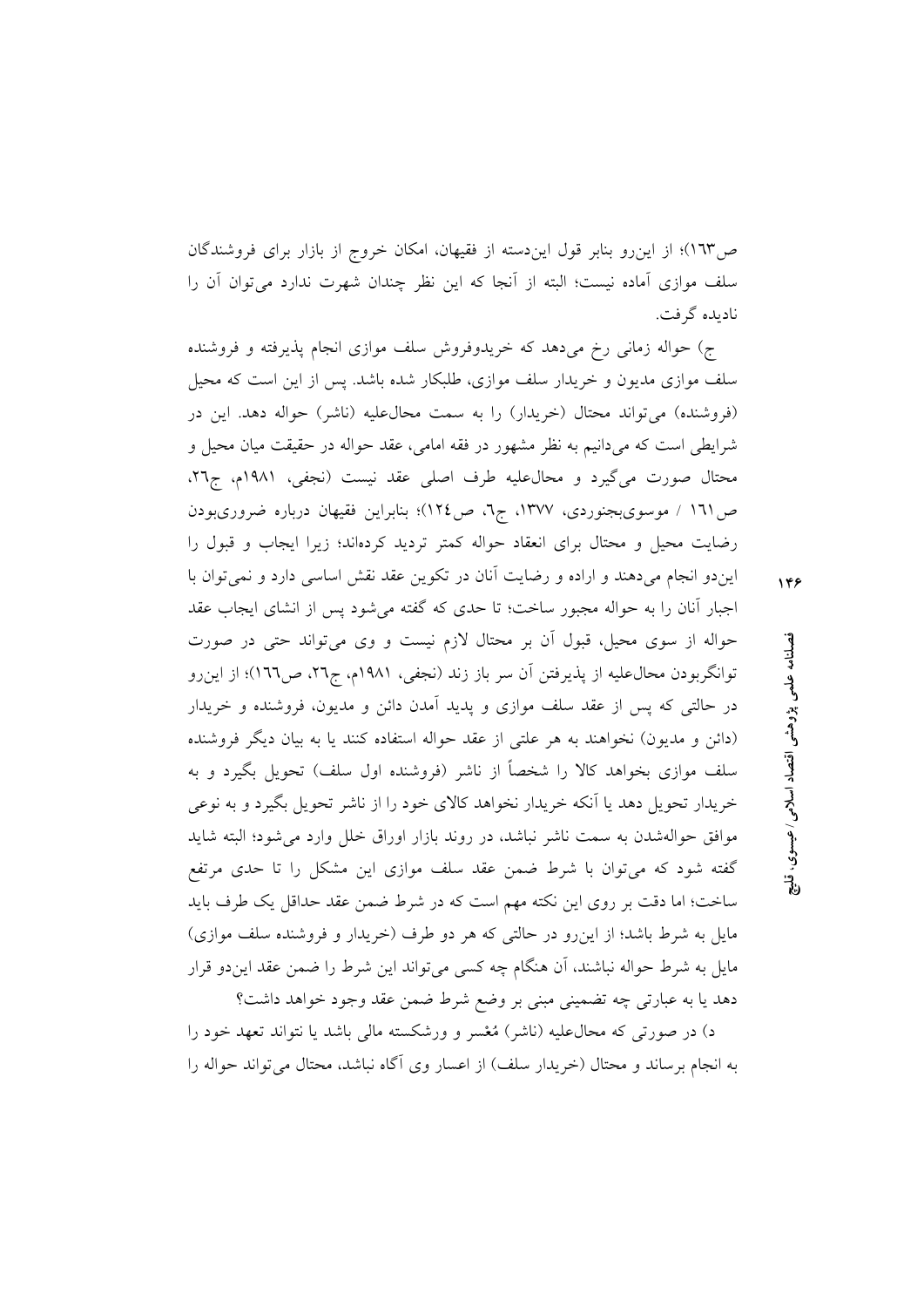ص۱٦۳)؛ از این‌رو بنابر قول این‌دسته از فقیهان، امکان خروج از بازار برای فروشندگان سلف موازی آماده نیست؛ البته از آنجا که این نظر چندان شهرت ندارد می‌توان آن را نادیده گرفت.

ج) حواله زمانی رخ می‌دهد که خریدوفروش سلف موازی انجام پذیرفته و فروشنده سلف موازی مدیون و خریدار سلف موازی، طلبکار شده باشد. پس از این است که محیل (فروشنده) می‌تواند محتال (خریدار) را به سمت محال‌علیه (ناشر) حواله دهد. این در شرایطی است که می‌دانیم به نظر مشهور در فقه امامی، عقد حواله در حقیقت میان محیل و محتال صورت می‌گیرد و محال‌علیه طرف اصلی عقد نیست (نجفی، ۱۹۸۱م، ج۲٦، ص۱٦۱ / موسوی‌بجنوردی، ۱۳۷۷، ج٦، ص۱۲٤)؛ بنابراین فقیهان درباره ضروری‌بودن رضایت محیل و محتال برای انعقاد حواله کمتر تردید کرده‌اند؛ زیرا ایجاب و قبول را این‌دو انجام می‌دهند و اراده و رضایت آنان در تکوین عقد نقش اساسی دارد و نمی‌توان با اجبار آنان را به حواله مجبور ساخت؛ تا حدی که گفته می‌شود پس از انشای ایجاب عقد حواله از سوی محیل، قبول آن بر محتال لازم نیست و وی می‌تواند حتی در صورت توانگربودن محال‌علیه از پذیرفتن آن سر باز زند (نجفی، ۱۹۸۱م، ج۲٦، ص۱٦٦)؛ از این‌رو در حالتی که پس از عقد سلف موازی و پدید آمدن دائن و مدیون، فروشنده و خریدار (دائن و مدیون) نخواهند به هر علتی از عقد حواله استفاده کنند یا به بیان دیگر فروشنده سلف موازی بخواهد کالا را شخصاً از ناشر (فروشنده اول سلف) تحویل بگیرد و به خریدار تحویل دهد یا آنکه خریدار نخواهد کالای خود را از ناشر تحویل بگیرد و به نوعی موافق حواله‌شدن به سمت ناشر نباشد، در روند بازار اوراق خلل وارد می‌شود؛ البته شاید گفته شود که می‌توان با شرط ضمن عقد سلف موازی این مشکل را تا حدی مرتفع ساخت؛ اما دقت بر روی این نکته مهم است که در شرط ضمن عقد حداقل یک طرف باید مایل به شرط باشد؛ از این‌رو در حالتی که هر دو طرف (خریدار و فروشنده سلف موازی) مایل به شرط حواله نباشند، آن هنگام چه کسی می‌تواند این شرط را ضمن عقد این‌دو قرار دهد یا به عبارتی چه تضمینی مبنی بر وضع شرط ضمن عقد وجود خواهد داشت؟

د) در صورتی که محال‌علیه (ناشر) مُعْسر و ورشکسته مالی باشد یا نتواند تعهد خود را به انجام برساند و محتال (خریدار سلف) از اعسار وی آگاه نباشد، محتال می‌تواند حواله را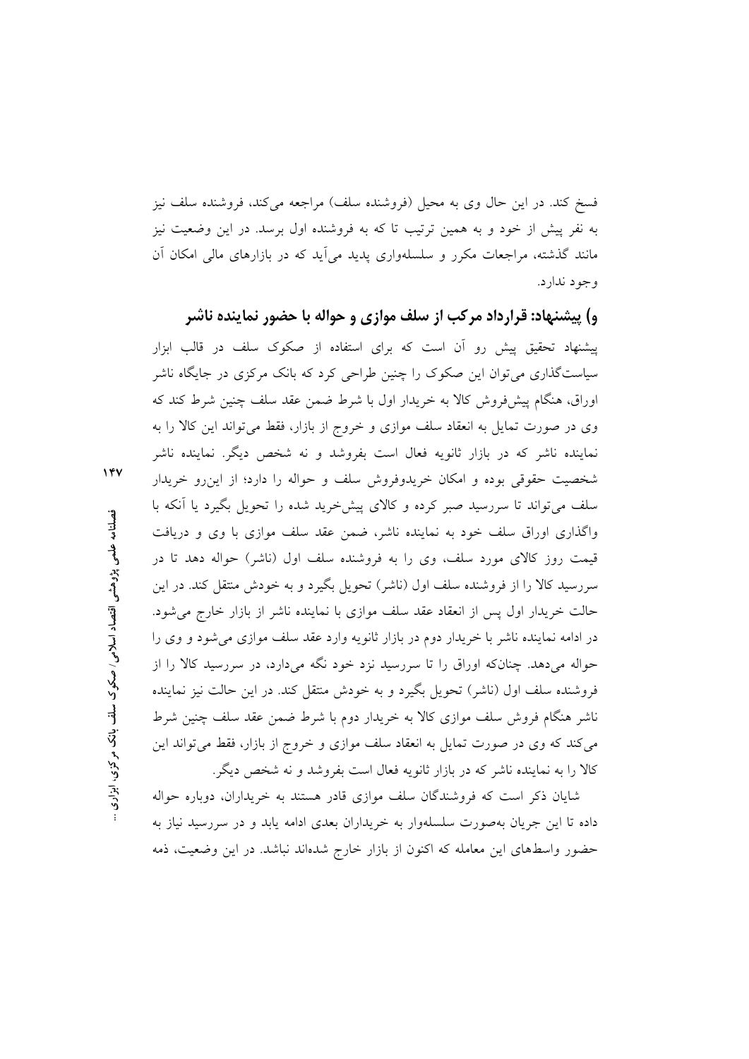فسخ کند. در این حال وی به محیل (فروشنده سلف) مراجعه می‌کند، فروشنده سلف نیز به نفر پیش از خود و به همین ترتیب تا که به فروشنده اول برسد. در این وضعیت نیز مانند گذشته، مراجعات مکرر و سلسله‌واری پدید می‌آید که در بازارهای مالی امکان آن وجود ندارد.

## و) پیشنهاد: قرارداد مرکب از سلف موازی و حواله با حضور نماینده ناشر

پیشنهاد تحقیق پیش رو آن است که برای استفاده از صکوک سلف در قالب ابزار سیاست‌گذاری می‌توان این صکوک را چنین طراحی کرد که بانک مرکزی در جایگاه ناشر اوراق، هنگام پیش‌فروش کالا به خریدار اول با شرط ضمن عقد سلف چنین شرط کند که وی در صورت تمایل به انعقاد سلف موازی و خروج از بازار، فقط می‌تواند این کالا را به نماینده ناشر که در بازار ثانویه فعال است بفروشد و نه شخص دیگر. نماینده ناشر شخصیت حقوقی بوده و امکان خریدوفروش سلف و حواله را دارد؛ از این‌رو خریدار سلف می‌تواند تا سررسید صبر کرده و کالای پیش‌خرید شده را تحویل بگیرد یا آنکه با واگذاری اوراق سلف خود به نماینده ناشر، ضمن عقد سلف موازی با وی و دریافت قیمت روز کالای مورد سلف، وی را به فروشنده سلف اول (ناشر) حواله دهد تا در سررسید کالا را از فروشنده سلف اول (ناشر) تحویل بگیرد و به خودش منتقل کند. در این حالت خریدار اول پس از انعقاد عقد سلف موازی با نماینده ناشر از بازار خارج می‌شود. در ادامه نماینده ناشر با خریدار دوم در بازار ثانویه وارد عقد سلف موازی می‌شود و وی را حواله می‌دهد. چنانکه اوراق را تا سررسید نزد خود نگه می‌دارد، در سررسید کالا را از فروشنده سلف اول (ناشر) تحویل بگیرد و به خودش منتقل کند. در این حالت نیز نماینده ناشر هنگام فروش سلف موازی کالا به خریدار دوم با شرط ضمن عقد سلف چنین شرط می‌کند که وی در صورت تمایل به انعقاد سلف موازی و خروج از بازار، فقط می‌تواند این کالا را به نماینده ناشر که در بازار ثانویه فعال است بفروشد و نه شخص دیگر.

شایان ذکر است که فروشندگان سلف موازی قادر هستند به خریداران، دوباره حواله داده تا این جریان به‌صورت سلسله‌وار به خریداران بعدی ادامه یابد و در سررسید نیاز به حضور واسطه‌های این معامله که اکنون از بازار خارج شده‌اند نباشد. در این وضعیت، ذمه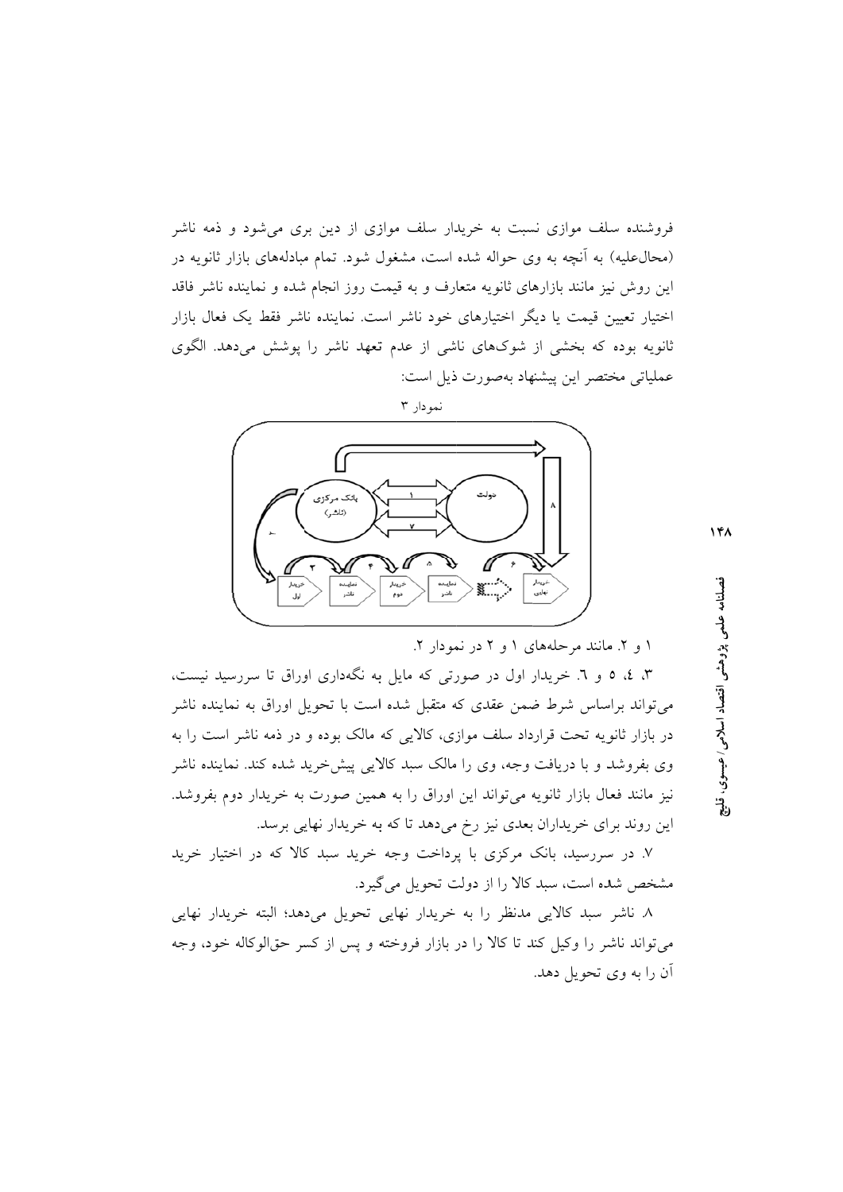فروشنده سلف موازی نسبت به خریدار سلف موازی از دین بری می‌شود و ذمه ناشر (محال‌علیه) به آنچه به وی حواله شده است، مشغول شود. تمام مبادله‌های بازار ثانویه در این روش نیز مانند بازارهای ثانویه متعارف و به قیمت روز انجام شده و نماینده ناشر فاقد اختیار تعیین قیمت یا دیگر اختیارهای خود ناشر است. نماینده ناشر فقط یک فعال بازار ثانویه بوده که بخشی از شوک‌های ناشی از عدم تعهد ناشر را پوشش می‌دهد. الگوی عملیاتی مختصر این پیشنهاد به‌صورت ذیل است:

نمودار ۳

۱ و ۲. مانند مرحله‌های ۱ و ۲ در نمودار ۲.

۳، ٤، ۵ و ٦. خریدار اول در صورتی که مایل به نگه‌داری اوراق تا سررسید نیست، می‌تواند براساس شرط ضمن عقدی که متقبل شده است با تحویل اوراق به نماینده ناشر در بازار ثانویه تحت قرارداد سلف موازی، کالایی که مالک بوده و در ذمه ناشر است را به وی بفروشد و با دریافت وجه، وی را مالک سبد کالایی پیش‌خرید شده کند. نماینده ناشر نیز مانند فعال بازار ثانویه می‌تواند این اوراق را به همین صورت به خریدار دوم بفروشد. این روند برای خریداران بعدی نیز رخ می‌دهد تا که به خریدار نهایی برسد.

۷. در سررسید، بانک مرکزی با پرداخت وجه خرید سبد کالا که در اختیار خرید مشخص شده است، سبد کالا را از دولت تحویل می‌گیرد.

۸. ناشر سبد کالایی مدنظر را به خریدار نهایی تحویل می‌دهد؛ البته خریدار نهایی می‌تواند ناشر را وکیل کند تا کالا را در بازار فروخته و پس از کسر حق‌الوکاله خود، وجه آن را به وی تحویل دهد.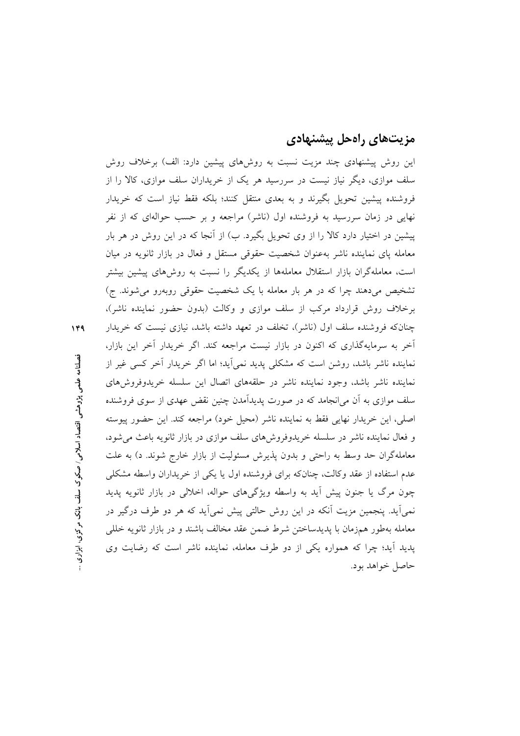## مزیت‌های راه‌حل پیشنهادی

این روش پیشنهادی چند مزیت نسبت به روش‌های پیشین دارد: الف) برخلاف روش سلف موازی، دیگر نیاز نیست در سررسید هر یک از خریداران سلف موازی، کالا را از فروشنده پیشین تحویل بگیرند و به بعدی منتقل کنند؛ بلکه فقط نیاز است که خریدار نهایی در زمان سررسید به فروشنده اول (ناشر) مراجعه و بر حسب حواله‌ای که از نفر پیشین در اختیار دارد کالا را از وی تحویل بگیرد. ب) از آنجا که در این روش در هر بار معامله پای نماینده ناشر به‌عنوان شخصیت حقوقی مستقل و فعال در بازار ثانویه در میان است، معامله‌گران بازار استقلال معامله‌ها از یکدیگر را نسبت به روش‌های پیشین بیشتر تشخیص می‌دهند چرا که در هر بار معامله با یک شخصیت حقوقی روبه‌رو می‌شوند. ج) برخلاف روش قرارداد مرکب از سلف موازی و وکالت (بدون حضور نماینده ناشر)، چنان‌که فروشنده سلف اول (ناشر)، تخلف در تعهد داشته باشد، نیازی نیست که خریدار آخر به سرمایه‌گذاری که اکنون در بازار نیست مراجعه کند. اگر خریدار آخر این بازار، نماینده ناشر باشد، روشن است که مشکلی پدید نمی‌آید؛ اما اگر خریدار آخر کسی غیر از نماینده ناشر باشد، وجود نماینده ناشر در حلقه‌های اتصال این سلسله خریدوفروش‌های سلف موازی به آن می‌انجامد که در صورت پدیدآمدن چنین نقض عهدی از سوی فروشنده اصلی، این خریدار نهایی فقط به نماینده ناشر (محیل خود) مراجعه کند. این حضور پیوسته و فعال نماینده ناشر در سلسله خریدوفروش‌های سلف موازی در بازار ثانویه باعث می‌شود، معامله‌گران حد وسط به راحتی و بدون پذیرش مسئولیت از بازار خارج شوند. د) به علت عدم استفاده از عقد وکالت، چنان‌که برای فروشنده اول یا یکی از خریداران واسطه مشکلی چون مرگ یا جنون پیش آید به واسطه ویژگی‌های حواله، اخلالی در بازار ثانویه پدید نمی‌آید. پنجمین مزیت آنکه در این روش حالتی پیش نمی‌آید که هر دو طرف درگیر در معامله به‌طور هم‌زمان با پدیدساختن شرط ضمن عقد مخالف باشند و در بازار ثانویه خللی پدید آید؛ چرا که همواره یکی از دو طرف معامله، نماینده ناشر است که رضایت وی حاصل خواهد بود.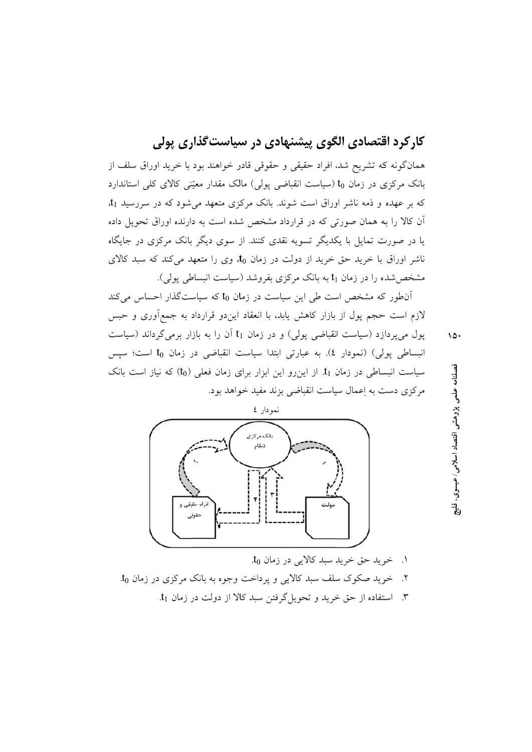## کارکرد اقتصادی الگوی پیشنهادی در سیاست‌گذاری پولی

همان‌گونه که تشریح شد، افراد حقیقی و حقوقی قادر خواهند بود با خرید اوراق سلف از بانک مرکزی در زمان $t_0$ (سیاست انقباضی پولی) مالک مقدار معیّنی کالای کلی استاندارد که بر عهده و ذمه ناشر اوراق است شوند. بانک مرکزی متعهد می‌شود که در سررسید $t_1$، آن کالا را به همان صورتی که در قرارداد مشخص شده است به دارنده اوراق تحویل داده یا در صورت تمایل با یکدیگر تسویه نقدی کنند. از سوی دیگر بانک مرکزی در جایگاه ناشر اوراق با خرید حق خرید از دولت در زمان $t_0$، وی را متعهد می‌کند که سبد کالای مشخص‌شده را در زمان $t_1$ به بانک مرکزی بفروشد (سیاست انبساطی پولی).

آن‌طور که مشخص است طی این سیاست در زمان $t_0$ که سیاست‌گذار احساس می‌کند لازم است حجم پول از بازار کاهش یابد، با انعقاد این‌دو قرارداد به جمع‌آوری و حبس پول می‌پردازد (سیاست انقباضی پولی) و در زمان $t_1$ آن را به بازار برمی‌گرداند (سیاست انبساطی پولی) (نمودار ٤). به عبارتی ابتدا سیاست انقباضی در زمان $t_0$ است؛ سپس سیاست انبساطی در زمان $t_1$. از این‌رو این ابزار برای زمان فعلی ($t_0$) که نیاز است بانک مرکزی دست به اِعمال سیاست انقباضی بزند مفید خواهد بود.

نمودار ٤

۱. خرید حق خرید سبد کالایی در زمان $t_0$.

۲. خرید صکوک سلف سبد کالایی و پرداخت وجوه به بانک مرکزی در زمان $t_0$.

۳. استفاده از حق خرید و تحویل‌گرفتن سبد کالا از دولت در زمان $t_1$.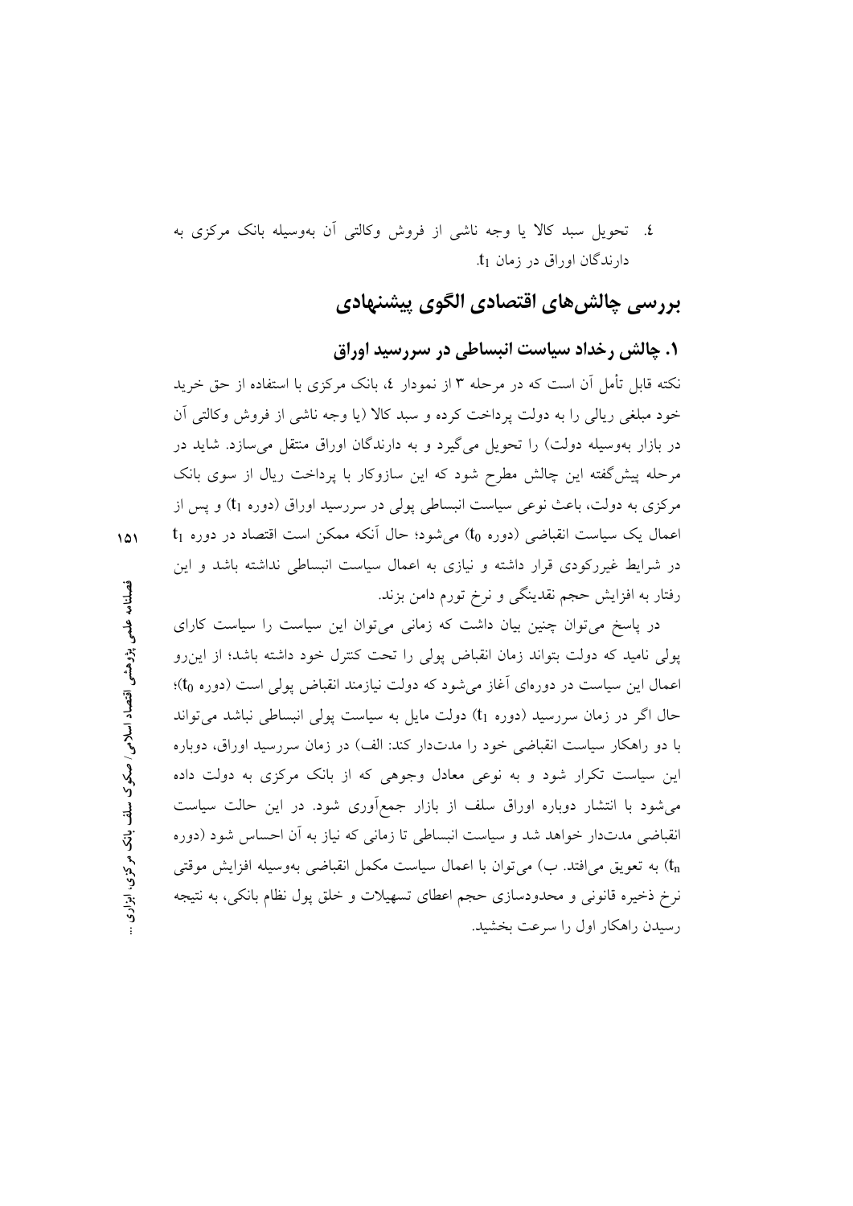٤. تحویل سبد کالا یا وجه ناشی از فروش وکالتی آن به‌وسیله بانک مرکزی به دارندگان اوراق در زمان $t_1$.

## بررسی چالش‌های اقتصادی الگوی پیشنهادی

### ۱. چالش رخداد سیاست انبساطی در سررسید اوراق

نکته قابل تأمل آن است که در مرحله ۳ از نمودار ٤، بانک مرکزی با استفاده از حق خرید خود مبلغی ریالی را به دولت پرداخت کرده و سبد کالا (یا وجه ناشی از فروش وکالتی آن در بازار به‌وسیله دولت) را تحویل می‌گیرد و به دارندگان اوراق منتقل می‌سازد. شاید در مرحله پیش‌گفته این چالش مطرح شود که این سازوکار با پرداخت ریال از سوی بانک مرکزی به دولت، باعث نوعی سیاست انبساطی پولی در سررسید اوراق (دوره $t_1$) و پس از اعمال یک سیاست انقباضی (دوره $t_0$) می‌شود؛ حال آنکه ممکن است اقتصاد در دوره $t_1$ در شرایط غیررکودی قرار داشته و نیازی به اعمال سیاست انبساطی نداشته باشد و این رفتار به افزایش حجم نقدینگی و نرخ تورم دامن بزند.

در پاسخ می‌توان چنین بیان داشت که زمانی می‌توان این سیاست را سیاست کارای پولی نامید که دولت بتواند زمان انقباض پولی را تحت کنترل خود داشته باشد؛ از این‌رو اعمال این سیاست در دوره‌ای آغاز می‌شود که دولت نیازمند انقباض پولی است (دوره $t_0$)؛ حال اگر در زمان سررسید (دوره $t_1$) دولت مایل به سیاست پولی انبساطی نباشد می‌تواند با دو راهکار سیاست انقباضی خود را مدت‌دار کند: الف) در زمان سررسید اوراق، دوباره این سیاست تکرار شود و به نوعی معادل وجوهی که از بانک مرکزی به دولت داده می‌شود با انتشار دوباره اوراق سلف از بازار جمع‌آوری شود. در این حالت سیاست انقباضی مدت‌دار خواهد شد و سیاست انبساطی تا زمانی که نیاز به آن احساس شود (دوره $t_n$) به تعویق می‌افتد. ب) می‌توان با اعمال سیاست مکمل انقباضی به‌وسیله افزایش موقتی نرخ ذخیره قانونی و محدودسازی حجم اعطای تسهیلات و خلق پول نظام بانکی، به نتیجه رسیدن راهکار اول را سرعت بخشید.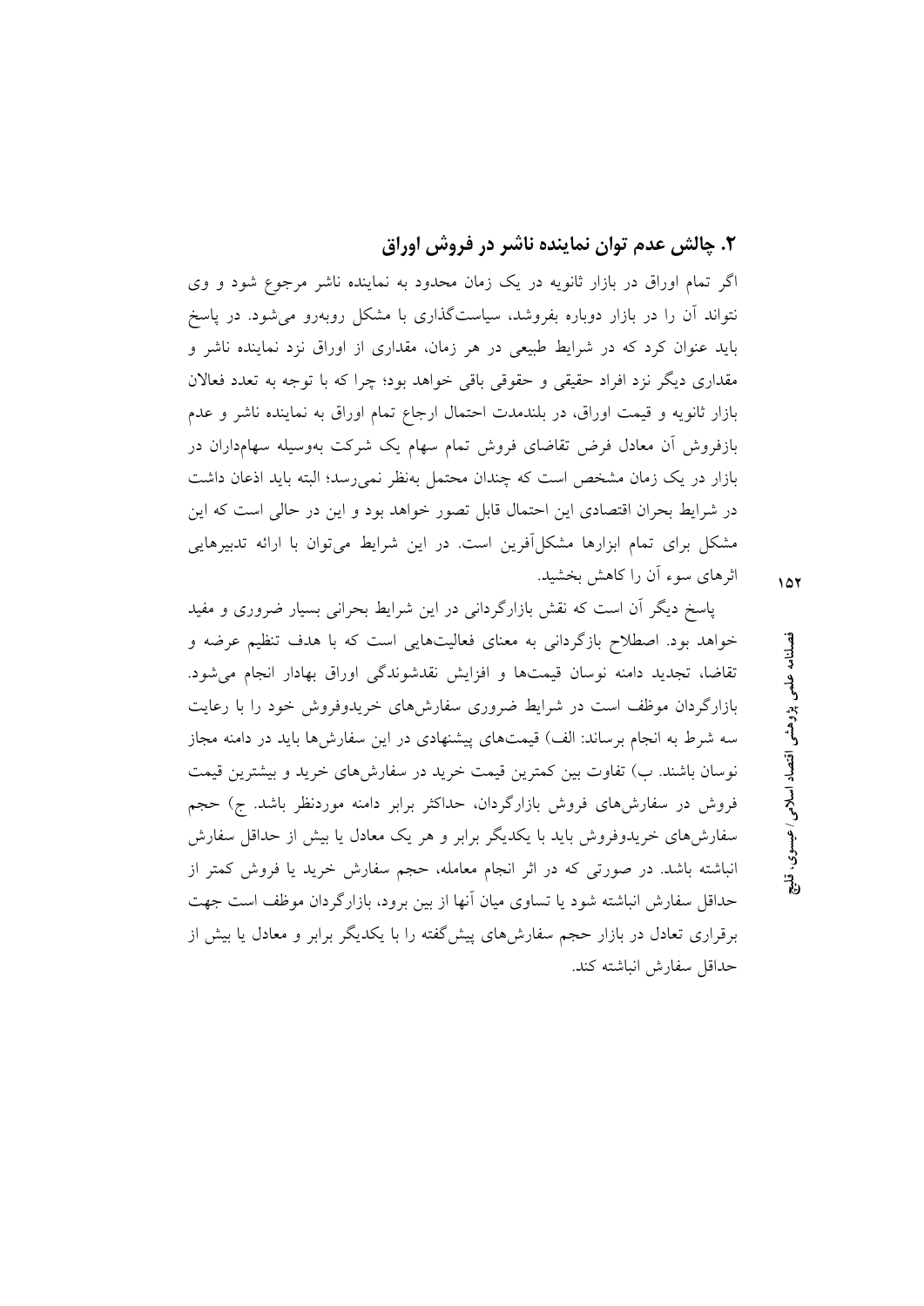## ۲. چالش عدم توان نماینده ناشر در فروش اوراق

اگر تمام اوراق در بازار ثانویه در یک زمان محدود به نماینده ناشر مرجوع شود و وی نتواند آن را در بازار دوباره بفروشد، سیاست‌گذاری با مشکل روبه‌رو می‌شود. در پاسخ باید عنوان کرد که در شرایط طبیعی در هر زمان، مقداری از اوراق نزد نماینده ناشر و مقداری دیگر نزد افراد حقیقی و حقوقی باقی خواهد بود؛ چرا که با توجه به تعدد فعالان بازار ثانویه و قیمت اوراق، در بلندمدت احتمال ارجاع تمام اوراق به نماینده ناشر و عدم بازفروش آن معادل فرض تقاضای فروش تمام سهام یک شرکت به‌وسیله سهامداران در بازار در یک زمان مشخص است که چندان محتمل به‌نظر نمی‌رسد؛ البته باید اذعان داشت در شرایط بحران اقتصادی این احتمال قابل تصور خواهد بود و این در حالی است که این مشکل برای تمام ابزارها مشکل‌آفرین است. در این شرایط می‌توان با ارائه تدبیرهایی اثرهای سوء آن را کاهش بخشید.

پاسخ دیگر آن است که نقش بازارگردانی در این شرایط بحرانی بسیار ضروری و مفید خواهد بود. اصطلاح بازگردانی به معنای فعالیت‌هایی است که با هدف تنظیم عرضه و تقاضا، تجدید دامنه نوسان قیمت‌ها و افزایش نقدشوندگی اوراق بهادار انجام می‌شود. بازارگردان موظف است در شرایط ضروری سفارش‌های خریدوفروش خود را با رعایت سه شرط به انجام برساند: الف) قیمت‌های پیشنهادی در این سفارش‌ها باید در دامنه مجاز نوسان باشند. ب) تفاوت بین کمترین قیمت خرید در سفارش‌های خرید و بیشترین قیمت فروش در سفارش‌های فروش بازارگردان، حداکثر برابر دامنه موردنظر باشد. ج) حجم سفارش‌های خریدوفروش باید با یکدیگر برابر و هر یک معادل یا بیش از حداقل سفارش انباشته باشد. در صورتی که در اثر انجام معامله، حجم سفارش خرید یا فروش کمتر از حداقل سفارش انباشته شود یا تساوی میان آنها از بین برود، بازارگردان موظف است جهت برقراری تعادل در بازار حجم سفارش‌های پیش‌گفته را با یکدیگر برابر و معادل یا بیش از حداقل سفارش انباشته کند.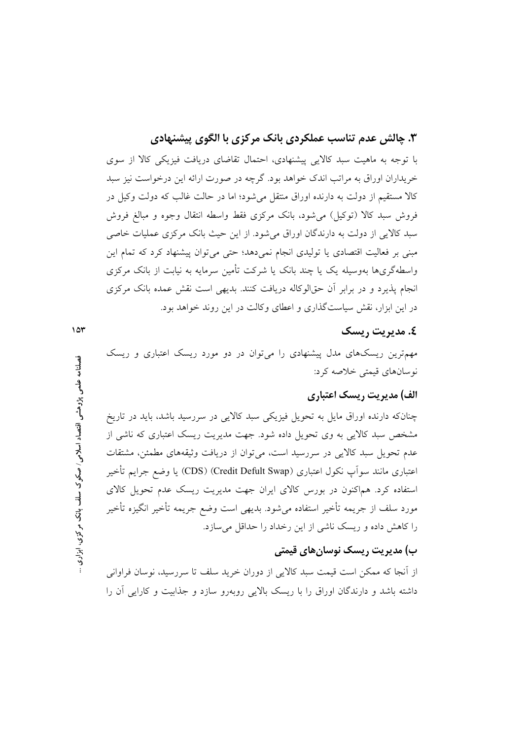## ۳. چالش عدم تناسب عملکردی بانک مرکزی با الگوی پیشنهادی

با توجه به ماهیت سبد کالایی پیشنهادی، احتمال تقاضای دریافت فیزیکی کالا از سوی خریداران اوراق به مراتب اندک خواهد بود. گرچه در صورت ارائه این درخواست نیز سبد کالا مستقیم از دولت به دارنده اوراق منتقل می‌شود؛ اما در حالت غالب که دولت وکیل در فروش سبد کالا (توکیل) می‌شود، بانک مرکزی فقط واسطه انتقال وجوه و مبالغ فروش سبد کالایی از دولت به دارندگان اوراق می‌شود. از این حیث بانک مرکزی عملیات خاصی مبنی بر فعالیت اقتصادی یا تولیدی انجام نمی‌دهد؛ حتی می‌توان پیشنهاد کرد که تمام این واسطه‌گری‌ها به‌وسیله یک یا چند بانک یا شرکت تأمین سرمایه به نیابت از بانک مرکزی انجام پذیرد و در برابر آن حق‌الوکاله دریافت کنند. بدیهی است نقش عمده بانک مرکزی در این ابزار، نقش سیاست‌گذاری و اعطای وکالت در این روند خواهد بود.

## ٤. مدیریت ریسک

مهم‌ترین ریسک‌های مدل پیشنهادی را می‌توان در دو مورد ریسک اعتباری و ریسک نوسان‌های قیمتی خلاصه کرد:

### الف) مدیریت ریسک اعتباری

چنانکه دارنده اوراق مایل به تحویل فیزیکی سبد کالایی در سررسید باشد، باید در تاریخ مشخص سبد کالایی به وی تحویل داده شود. جهت مدیریت ریسک اعتباری که ناشی از عدم تحویل سبد کالایی در سررسید است، می‌توان از دریافت وثیقه‌های مطمئن، مشتقات اعتباری مانند سوآپ نکول اعتباری (Credit Defult Swap) (CDS) یا وضع جرایم تأخیر استفاده کرد. هم‌اکنون در بورس کالای ایران جهت مدیریت ریسک عدم تحویل کالای مورد سلف از جریمه تأخیر استفاده می‌شود. بدیهی است وضع جریمه تأخیر انگیزه تأخیر را کاهش داده و ریسک ناشی از این رخداد را حداقل می‌سازد.

### ب) مدیریت ریسک نوسان‌های قیمتی

از آنجا که ممکن است قیمت سبد کالایی از دوران خرید سلف تا سررسید، نوسان فراوانی داشته باشد و دارندگان اوراق را با ریسک بالایی روبه‌رو سازد و جذابیت و کارایی آن را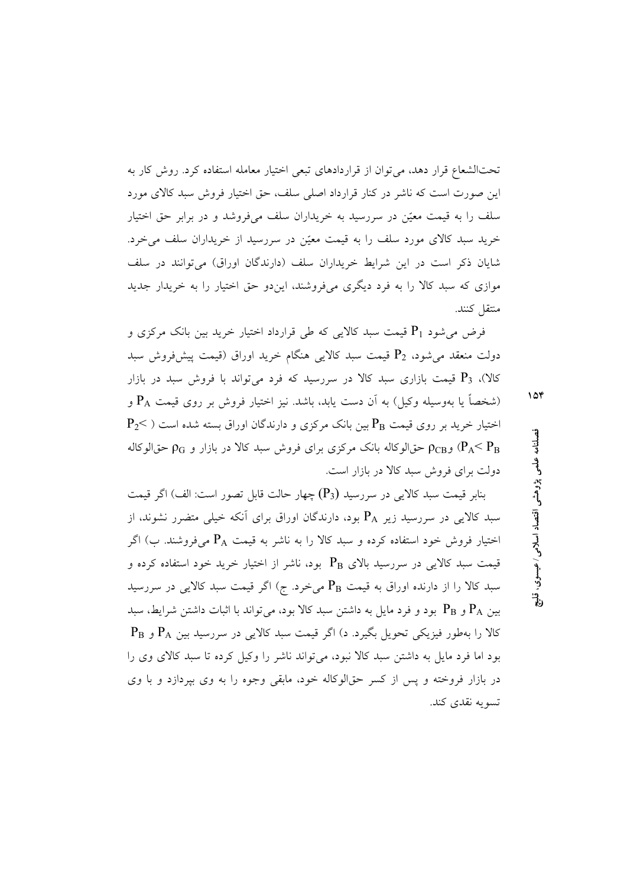تحت‌الشعاع قرار دهد، می‌توان از قراردادهای تبعی اختیار معامله استفاده کرد. روش کار به این صورت است که ناشر در کنار قرارداد اصلی سلف، حق اختیار فروش سبد کالای مورد سلف را به قیمت معیّن در سررسید به خریداران سلف می‌فروشد و در برابر حق اختیار خرید سبد کالای مورد سلف را به قیمت معیّن در سررسید از خریداران سلف می‌خرد. شایان ذکر است در این شرایط خریداران سلف (دارندگان اوراق) می‌توانند در سلف موازی که سبد کالا را به فرد دیگری می‌فروشند، این‌دو حق اختیار را به خریدار جدید منتقل کنند.

فرض می‌شود $P_1$ قیمت سبد کالایی که طی قرارداد اختیار خرید بین بانک مرکزی و دولت منعقد می‌شود، $P_2$ قیمت سبد کالایی هنگام خرید اوراق (قیمت پیش‌فروش سبد کالا)، $P_3$ قیمت بازاری سبد کالا در سررسید که فرد می‌تواند با فروش سبد در بازار (شخصاً یا به‌وسیله وکیل) به آن دست یابد، باشد. نیز اختیار فروش بر روی قیمت $P_A$ و اختیار خرید بر روی قیمت $P_B$ بین بانک مرکزی و دارندگان اوراق بسته شده است ($P_A < P_2 < P_B$) و $\rho_{CB}$ حق‌الوکاله بانک مرکزی برای فروش سبد کالا در بازار و $\rho_G$ حق‌الوکاله دولت برای فروش سبد کالا در بازار است.

بنابر قیمت سبد کالایی در سررسید ($P_3$) چهار حالت قابل تصور است: الف) اگر قیمت سبد کالایی در سررسید زیر $P_A$ بود، دارندگان اوراق برای آنکه خیلی متضرر نشوند، از اختیار فروش خود استفاده کرده و سبد کالا را به ناشر به قیمت $P_A$ می‌فروشند. ب) اگر قیمت سبد کالایی در سررسید بالای $P_B$ بود، ناشر از اختیار خرید خود استفاده کرده و سبد کالا را از دارنده اوراق به قیمت $P_B$ می‌خرد. ج) اگر قیمت سبد کالایی در سررسید بین $P_A$ و $P_B$ بود و فرد مایل به داشتن سبد کالا بود، می‌تواند با اثبات داشتن شرایط، سبد کالا را به‌طور فیزیکی تحویل بگیرد. د) اگر قیمت سبد کالایی در سررسید بین $P_A$ و $P_B$ بود اما فرد مایل به داشتن سبد کالا نبود، می‌تواند ناشر را وکیل کرده تا سبد کالای وی را در بازار فروخته و پس از کسر حق‌الوکاله خود، مابقی وجوه را به وی بپردازد و با وی تسویه نقدی کند.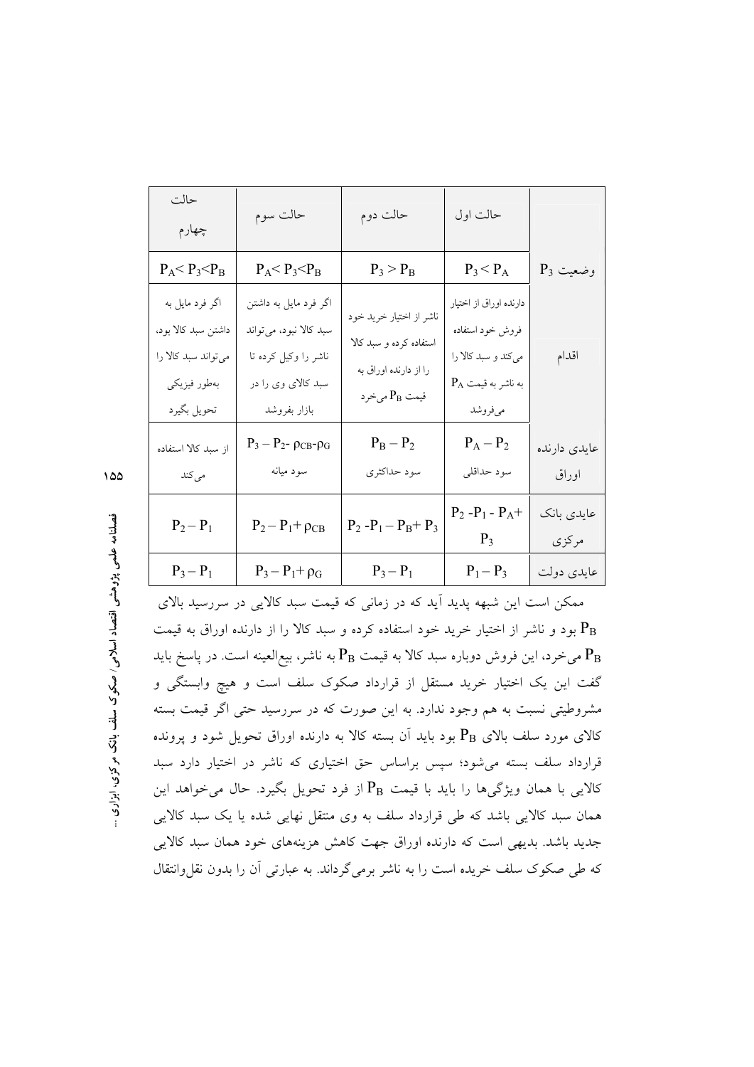| | حالت اول | حالت دوم | حالت سوم | حالت چهارم |
|---|---|---|---|---|
| وضعیت $P_3$ | $P_3 < P_A$ | $P_3 > P_B$ | $P_A < P_3 < P_B$ | $P_A < P_3 < P_B$ |
| اقدام | دارنده اوراق از اختیار فروش خود استفاده می‌کند و سبد کالا را به ناشر به قیمت $P_A$ می‌فروشد | ناشر از اختیار خرید خود استفاده کرده و سبد کالا را از دارنده اوراق به قیمت $P_B$ می‌خرد | اگر فرد مایل به داشتن سبد کالا نبود، می‌تواند ناشر را وکیل کرده تا سبد کالای وی را در بازار بفروشد | اگر فرد مایل به داشتن سبد کالا بود، می‌تواند سبد کالا را به‌طور فیزیکی تحویل بگیرد |
| عایدی دارنده اوراق | $P_A - P_2$ سود حداقلی | $P_B - P_2$ سود حداکثری | $P_3 - P_2 - \rho_{CB} - \rho_G$ سود میانه | از سبد کالا استفاده می‌کند |
| عایدی بانک مرکزی | $P_2 - P_1 - P_A + P_3$ | $P_2 - P_1 - P_B + P_3$ | $P_2 - P_1 + \rho_{CB}$ | $P_2 - P_1$ |
| عایدی دولت | $P_1 - P_3$ | $P_3 - P_1$ | $P_3 - P_1 + \rho_G$ | $P_3 - P_1$ |

ممکن است این شبهه پدید آید که در زمانی که قیمت سبد کالایی در سررسید بالای $P_B$ بود و ناشر از اختیار خرید خود استفاده کرده و سبد کالا را از دارنده اوراق به قیمت $P_B$ می‌خرد، این فروش دوباره سبد کالا به قیمت $P_B$ به ناشر، بیع‌العینه است. در پاسخ باید گفت این یک اختیار خرید مستقل از قرارداد صکوک سلف است و هیچ وابستگی و مشروطیتی نسبت به هم وجود ندارد. به این صورت که در سررسید حتی اگر قیمت بسته کالای مورد سلف بالای $P_B$ بود باید آن بسته کالا به دارنده اوراق تحویل شود و پرونده قرارداد سلف بسته می‌شود؛ سپس براساس حق اختیاری که ناشر در اختیار دارد سبد کالایی با همان ویژگی‌ها را باید با قیمت $P_B$ از فرد تحویل بگیرد. حال می‌خواهد این همان سبد کالایی باشد که طی قرارداد سلف به وی منتقل نهایی شده یا یک سبد کالایی جدید باشد. بدیهی است که دارنده اوراق جهت کاهش هزینه‌های خود همان سبد کالایی که طی صکوک سلف خریده است را به ناشر برمی‌گرداند. به عبارتی آن را بدون نقل‌وانتقال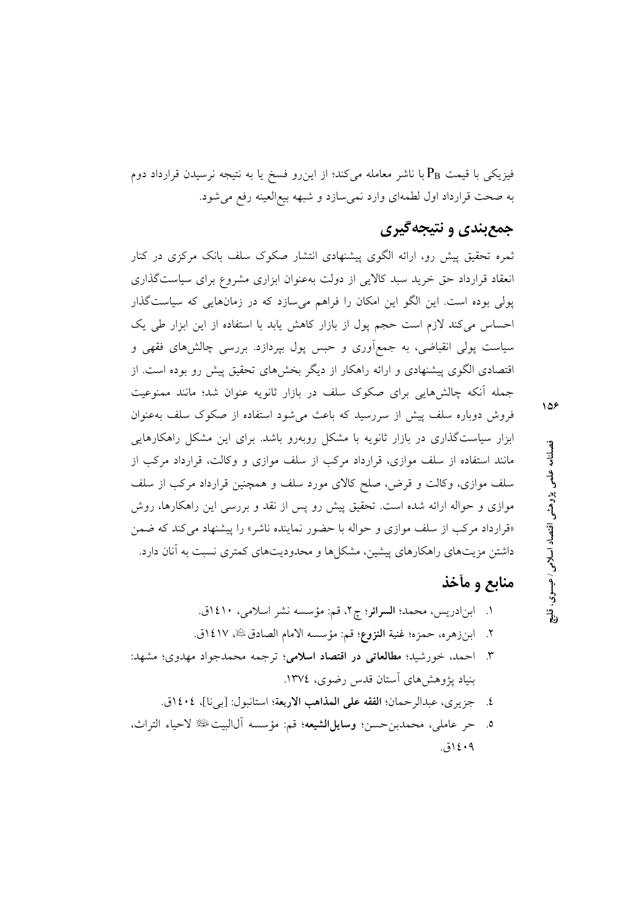فیزیکی با قیمت $P_B$ با ناشر معامله می‌کند؛ از این‌رو فسخ یا به نتیجه نرسیدن قرارداد دوم به صحت قرارداد اول لطمه‌ای وارد نمی‌سازد و شبهه بیع‌العینه رفع می‌شود.

## جمع‌بندی و نتیجه‌گیری

ثمره تحقیق پیش رو، ارائه الگوی پیشنهادی انتشار صکوک سلف بانک مرکزی در کنار انعقاد قرارداد حق خرید سبد کالایی از دولت به‌عنوان ابزاری مشروع برای سیاست‌گذاری پولی بوده است. این الگو این امکان را فراهم می‌سازد که در زمان‌هایی که سیاست‌گذار احساس می‌کند لازم است حجم پول از بازار کاهش یابد با استفاده از این ابزار طی یک سیاست پولی انقباضی، به جمع‌آوری و حبس پول بپردازد. بررسی چالش‌های فقهی و اقتصادی الگوی پیشنهادی و ارائه راهکار از دیگر بخش‌های تحقیق پیش رو بوده است. از جمله آنکه چالش‌هایی برای صکوک سلف در بازار ثانویه عنوان شد؛ مانند ممنوعیت فروش دوباره سلف پیش از سررسید که باعث می‌شود استفاده از صکوک سلف به‌عنوان ابزار سیاست‌گذاری در بازار ثانویه با مشکل روبه‌رو باشد. برای این مشکل راهکارهایی مانند استفاده از سلف موازی، قرارداد مرکب از سلف موازی و وکالت، قرارداد مرکب از سلف موازی، وکالت و قرض، صلح کالای مورد سلف و همچنین قرارداد مرکب از سلف موازی و حواله ارائه شده است. تحقیق پیش رو پس از نقد و بررسی این راهکارها، روش «قرارداد مرکب از سلف موازی و حواله با حضور نماینده ناشر» را پیشنهاد می‌کند که ضمن داشتن مزیت‌های راهکارهای پیشین، مشکل‌ها و محدودیت‌های کمتری نسبت به آنان دارد.

## منابع و مآخذ

۱. ابن‌ادریس، محمد؛ **السرائر**؛ چ۲، قم: مؤسسه نشر اسلامی، ۱۴۱۰ق.

۲. ابن‌زهره، حمزه؛ **غنیة النزوع**؛ قم: مؤسسه الامام الصادق، ۱۴۱۷ق.

۳. احمد، خورشید؛ **مطالعاتی در اقتصاد اسلامی**؛ ترجمه محمدجواد مهدوی؛ مشهد: بنیاد پژوهش‌های آستان قدس رضوی، ۱۳۷۴.

۴. جزیری، عبدالرحمان؛ **الفقه علی المذاهب الاربعة**؛ استانبول: [بی‌نا]، ۱۴۰۴ق.

۵. حر عاملی، محمدبن‌حسن؛ **وسایل‌الشیعه**؛ قم: مؤسسه آل‌البیت لاحیاء التراث، ۱۴۰۹ق.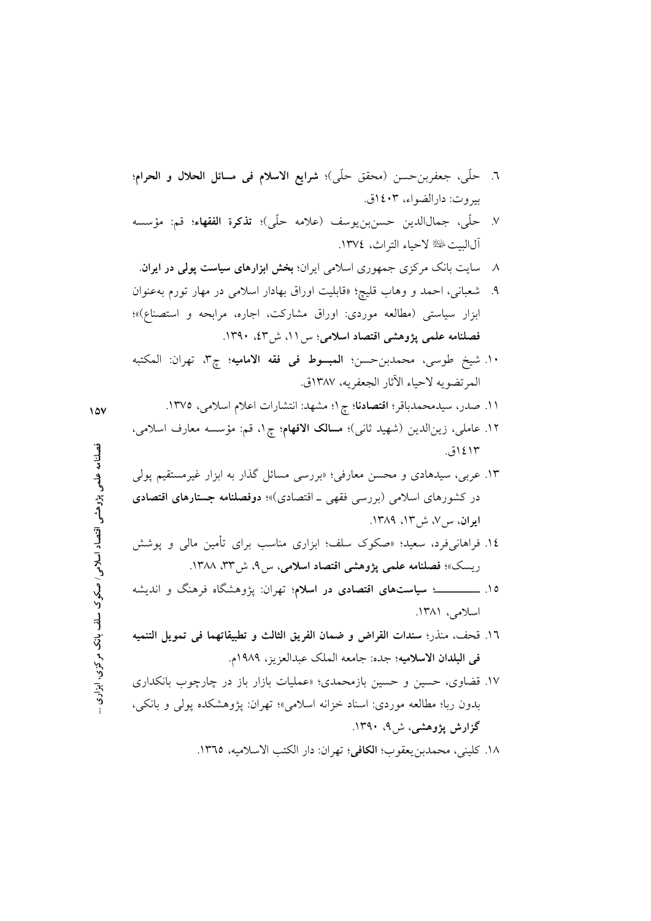٦. حلّی، جعفربن‌حسن (محقق حلّی)؛ **شرایع الاسلام فی مسائل الحلال و الحرام**؛ بیروت: دارالضواء، ١٤٠٣ق.

٧. حلّی، جمال‌الدین حسن‌بن‌یوسف (علامه حلّی)؛ **تذکرة الفقهاء**؛ قم: مؤسسه آل‌البیت ﷺ لاحیاء التراث، ١٣٧٤.

٨. سایت بانک مرکزی جمهوری اسلامی ایران؛ **بخش ابزارهای سیاست پولی در ایران**.

٩. شعبانی، احمد و وهاب قلیچ؛ «قابلیت اوراق بهادار اسلامی در مهار تورم به‌عنوان ابزار سیاستی (مطالعه موردی: اوراق مشارکت، اجاره، مرابحه و استصناع)»؛ **فصلنامه علمی پژوهشی اقتصاد اسلامی**؛ س١١، ش٤٣، ١٣٩٠.

١٠. شیخ طوسی، محمدبن‌حسن؛ **المبسوط فی فقه الامامیه**؛ چ٣، تهران: المکتبه المرتضویه لاحیاء الآثار الجعفریه، ١٣٨٧ق.

١١. صدر، سیدمحمدباقر؛ **اقتصادنا**؛ چ١؛ مشهد: انتشارات اعلام اسلامی، ١٣٧٥.

١٢. عاملی، زین‌الدین (شهید ثانی)؛ **مسالک الافهام**؛ چ١، قم: مؤسسه معارف اسلامی، ١٤١٣ق.

١٣. عربی، سیدهادی و محسن معارفی؛ «بررسی مسائل گذار به ابزار غیرمستقیم پولی در کشورهای اسلامی (بررسی فقهی ـ اقتصادی)»؛ **دوفصلنامه جستارهای اقتصادی ایران**، س٧، ش١٣، ١٣٨٩.

١٤. فراهانی‌فرد، سعید؛ «صکوک سلف؛ ابزاری مناسب برای تأمین مالی و پوشش ریسک»؛ **فصلنامه علمی پژوهشی اقتصاد اسلامی**، س٩، ش٣٣، ١٣٨٨.

١٥. ـــــــــ؛ **سیاست‌های اقتصادی در اسلام**؛ تهران: پژوهشگاه فرهنگ و اندیشه اسلامی، ١٣٨١.

١٦. قحف، منذر؛ **سندات القراض و ضمان الفریق الثالث و تطبیقاتهما فی تمویل التنمیه فی البلدان الاسلامیه**؛ جده: جامعه الملک عبدالعزیز، ١٩٨٩م.

١٧. قضاوی، حسین و حسین بازمحمدی؛ «عملیات بازار باز در چارچوب بانکداری بدون ربا؛ مطالعه موردی: اسناد خزانه اسلامی»؛ تهران: پژوهشکده پولی و بانکی، **گزارش پژوهشی**، ش٩، ١٣٩٠.

١٨. کلینی، محمدبن‌یعقوب؛ **الکافی**؛ تهران: دار الکتب الاسلامیه، ١٣٦٥.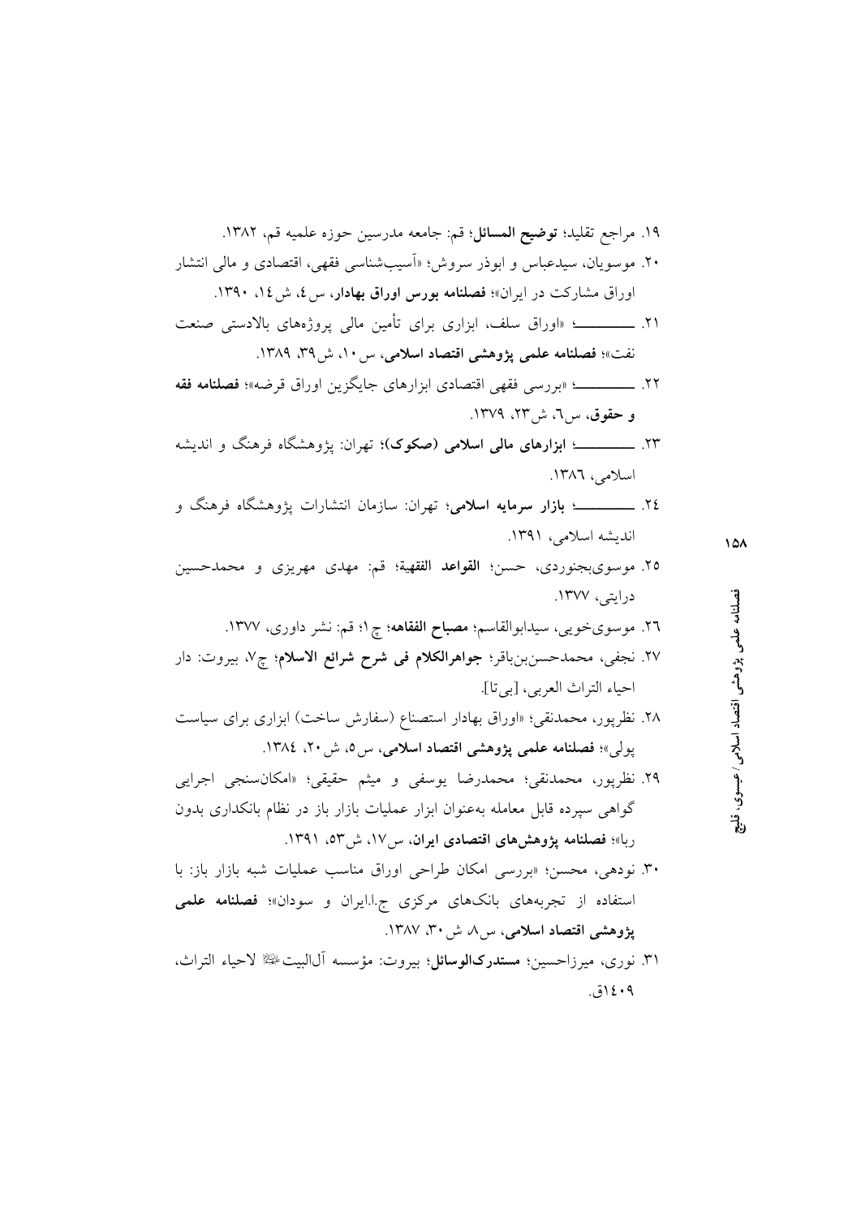۱۹. مراجع تقلید؛ **توضیح المسائل**؛ قم: جامعه مدرسین حوزه علمیه قم، ۱۳۸۲.

۲۰. موسویان، سیدعباس و ابوذر سروش؛ «آسیب‌شناسی فقهی، اقتصادی و مالی انتشار اوراق مشارکت در ایران»؛ **فصلنامه بورس اوراق بهادار**، س٤، ش١٤، ١٣٩٠.

۲۱. ــــــــــ؛ «اوراق سلف، ابزاری برای تأمین مالی پروژه‌های بالادستی صنعت نفت»؛ **فصلنامه علمی پژوهشی اقتصاد اسلامی**، س١٠، ش٣٩، ١٣٨٩.

۲۲. ــــــــــ؛ «بررسی فقهی اقتصادی ابزارهای جایگزین اوراق قرضه»؛ **فصلنامه فقه و حقوق**، س٦، ش٢٣، ١٣٧٩.

۲۳. ــــــــــ؛ **ابزارهای مالی اسلامی (صکوک)**؛ تهران: پژوهشگاه فرهنگ و اندیشه اسلامی، ١٣٨٦.

۲٤. ــــــــــ؛ **بازار سرمایه اسلامی**؛ تهران: سازمان انتشارات پژوهشگاه فرهنگ و اندیشه اسلامی، ١٣٩١.

۲۵. موسوی‌بجنوردی، حسن؛ **القواعد الفقهية**؛ قم: مهدی مهریزی و محمدحسین درایتی، ١٣٧٧.

۲٦. موسوی‌خویی، سیدابوالقاسم؛ **مصباح الفقاهه**؛ چ١؛ قم: نشر داوری، ١٣٧٧.

۲۷. نجفی، محمدحسن‌بن‌باقر؛ **جواهرالکلام فی شرح شرائع الاسلام**؛ چ٧، بیروت: دار احياء التراث العربي، [بی‌تا].

۲۸. نظرپور، محمدنقی؛ «اوراق بهادار استصناع (سفارش ساخت) ابزاری برای سیاست پولی»؛ **فصلنامه علمی پژوهشی اقتصاد اسلامی**، س٥، ش٢٠، ١٣٨٤.

۲۹. نظرپور، محمدنقی؛ محمدرضا یوسفی و میثم حقیقی؛ «امکان‌سنجی اجرایی گواهی سپرده قابل معامله به‌عنوان ابزار عملیات بازار باز در نظام بانکداری بدون ربا»؛ **فصلنامه پژوهش‌های اقتصادی ایران**، س١٧، ش٥٣، ١٣٩١.

۳۰. نودهی، محسن؛ «بررسی امکان طراحی اوراق مناسب عملیات شبه بازار باز: با استفاده از تجربه‌های بانک‌های مرکزی ج.ا.ایران و سودان»؛ **فصلنامه علمی پژوهشی اقتصاد اسلامی**، س٨، ش٣٠، ١٣٨٧.

۳۱. نوری، میرزاحسین؛ **مستدرک‌الوسائل**؛ بیروت: مؤسسه آل‌البیت ﷺ لاحياء التراث، ١٤٠٩ق.